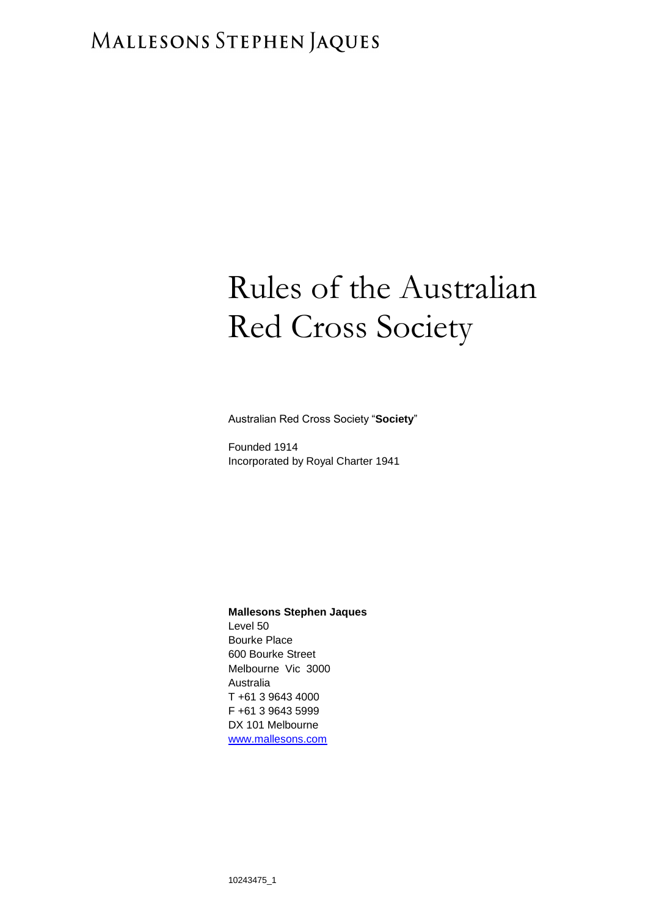MALLESONS STEPHEN JAQUES

# Rules of the Australian Red Cross Society

Australian Red Cross Society "**Society**"

Founded 1914
Incorporated by Royal Charter 1941

**Mallesons Stephen Jaques**
Level 50
Bourke Place
600 Bourke Street
Melbourne Vic 3000
Australia
T +61 3 9643 4000
F +61 3 9643 5999
DX 101 Melbourne
www.mallesons.com

10243475_1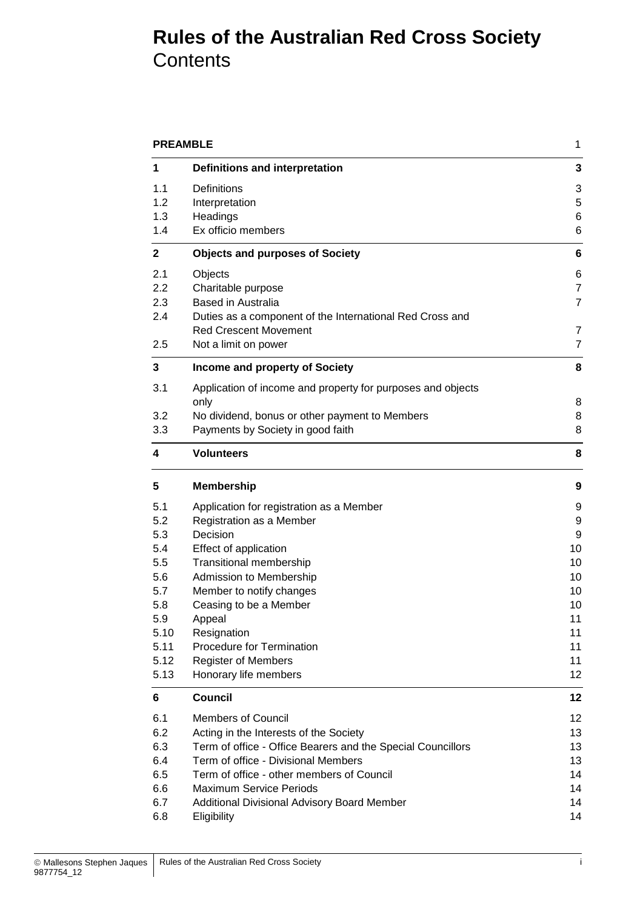# Rules of the Australian Red Cross Society
Contents

| | | |
|---|---|---|
| **PREAMBLE** | | 1 |
| **1** | **Definitions and interpretation** | **3** |
| 1.1 | Definitions | 3 |
| 1.2 | Interpretation | 5 |
| 1.3 | Headings | 6 |
| 1.4 | Ex officio members | 6 |
| **2** | **Objects and purposes of Society** | **6** |
| 2.1 | Objects | 6 |
| 2.2 | Charitable purpose | 7 |
| 2.3 | Based in Australia | 7 |
| 2.4 | Duties as a component of the International Red Cross and Red Crescent Movement | 7 |
| 2.5 | Not a limit on power | 7 |
| **3** | **Income and property of Society** | **8** |
| 3.1 | Application of income and property for purposes and objects only | 8 |
| 3.2 | No dividend, bonus or other payment to Members | 8 |
| 3.3 | Payments by Society in good faith | 8 |
| **4** | **Volunteers** | **8** |
| **5** | **Membership** | **9** |
| 5.1 | Application for registration as a Member | 9 |
| 5.2 | Registration as a Member | 9 |
| 5.3 | Decision | 9 |
| 5.4 | Effect of application | 10 |
| 5.5 | Transitional membership | 10 |
| 5.6 | Admission to Membership | 10 |
| 5.7 | Member to notify changes | 10 |
| 5.8 | Ceasing to be a Member | 10 |
| 5.9 | Appeal | 11 |
| 5.10 | Resignation | 11 |
| 5.11 | Procedure for Termination | 11 |
| 5.12 | Register of Members | 11 |
| 5.13 | Honorary life members | 12 |
| **6** | **Council** | **12** |
| 6.1 | Members of Council | 12 |
| 6.2 | Acting in the Interests of the Society | 13 |
| 6.3 | Term of office - Office Bearers and the Special Councillors | 13 |
| 6.4 | Term of office - Divisional Members | 13 |
| 6.5 | Term of office - other members of Council | 14 |
| 6.6 | Maximum Service Periods | 14 |
| 6.7 | Additional Divisional Advisory Board Member | 14 |
| 6.8 | Eligibility | 14 |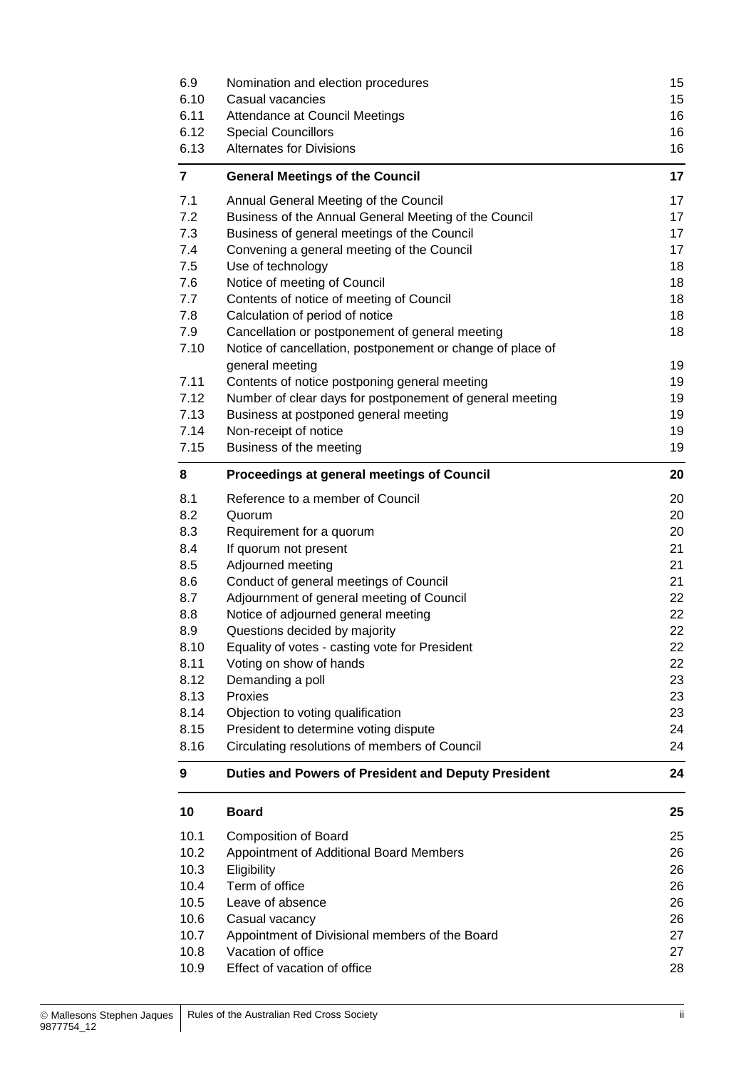| | | |
|---|---|---|
| 6.9 | Nomination and election procedures | 15 |
| 6.10 | Casual vacancies | 15 |
| 6.11 | Attendance at Council Meetings | 16 |
| 6.12 | Special Councillors | 16 |
| 6.13 | Alternates for Divisions | 16 |
| **7** | **General Meetings of the Council** | **17** |
| 7.1 | Annual General Meeting of the Council | 17 |
| 7.2 | Business of the Annual General Meeting of the Council | 17 |
| 7.3 | Business of general meetings of the Council | 17 |
| 7.4 | Convening a general meeting of the Council | 17 |
| 7.5 | Use of technology | 18 |
| 7.6 | Notice of meeting of Council | 18 |
| 7.7 | Contents of notice of meeting of Council | 18 |
| 7.8 | Calculation of period of notice | 18 |
| 7.9 | Cancellation or postponement of general meeting | 18 |
| 7.10 | Notice of cancellation, postponement or change of place of general meeting | 19 |
| 7.11 | Contents of notice postponing general meeting | 19 |
| 7.12 | Number of clear days for postponement of general meeting | 19 |
| 7.13 | Business at postponed general meeting | 19 |
| 7.14 | Non-receipt of notice | 19 |
| 7.15 | Business of the meeting | 19 |
| **8** | **Proceedings at general meetings of Council** | **20** |
| 8.1 | Reference to a member of Council | 20 |
| 8.2 | Quorum | 20 |
| 8.3 | Requirement for a quorum | 20 |
| 8.4 | If quorum not present | 21 |
| 8.5 | Adjourned meeting | 21 |
| 8.6 | Conduct of general meetings of Council | 21 |
| 8.7 | Adjournment of general meeting of Council | 22 |
| 8.8 | Notice of adjourned general meeting | 22 |
| 8.9 | Questions decided by majority | 22 |
| 8.10 | Equality of votes - casting vote for President | 22 |
| 8.11 | Voting on show of hands | 22 |
| 8.12 | Demanding a poll | 23 |
| 8.13 | Proxies | 23 |
| 8.14 | Objection to voting qualification | 23 |
| 8.15 | President to determine voting dispute | 24 |
| 8.16 | Circulating resolutions of members of Council | 24 |
| **9** | **Duties and Powers of President and Deputy President** | **24** |
| **10** | **Board** | **25** |
| 10.1 | Composition of Board | 25 |
| 10.2 | Appointment of Additional Board Members | 26 |
| 10.3 | Eligibility | 26 |
| 10.4 | Term of office | 26 |
| 10.5 | Leave of absence | 26 |
| 10.6 | Casual vacancy | 26 |
| 10.7 | Appointment of Divisional members of the Board | 27 |
| 10.8 | Vacation of office | 27 |
| 10.9 | Effect of vacation of office | 28 |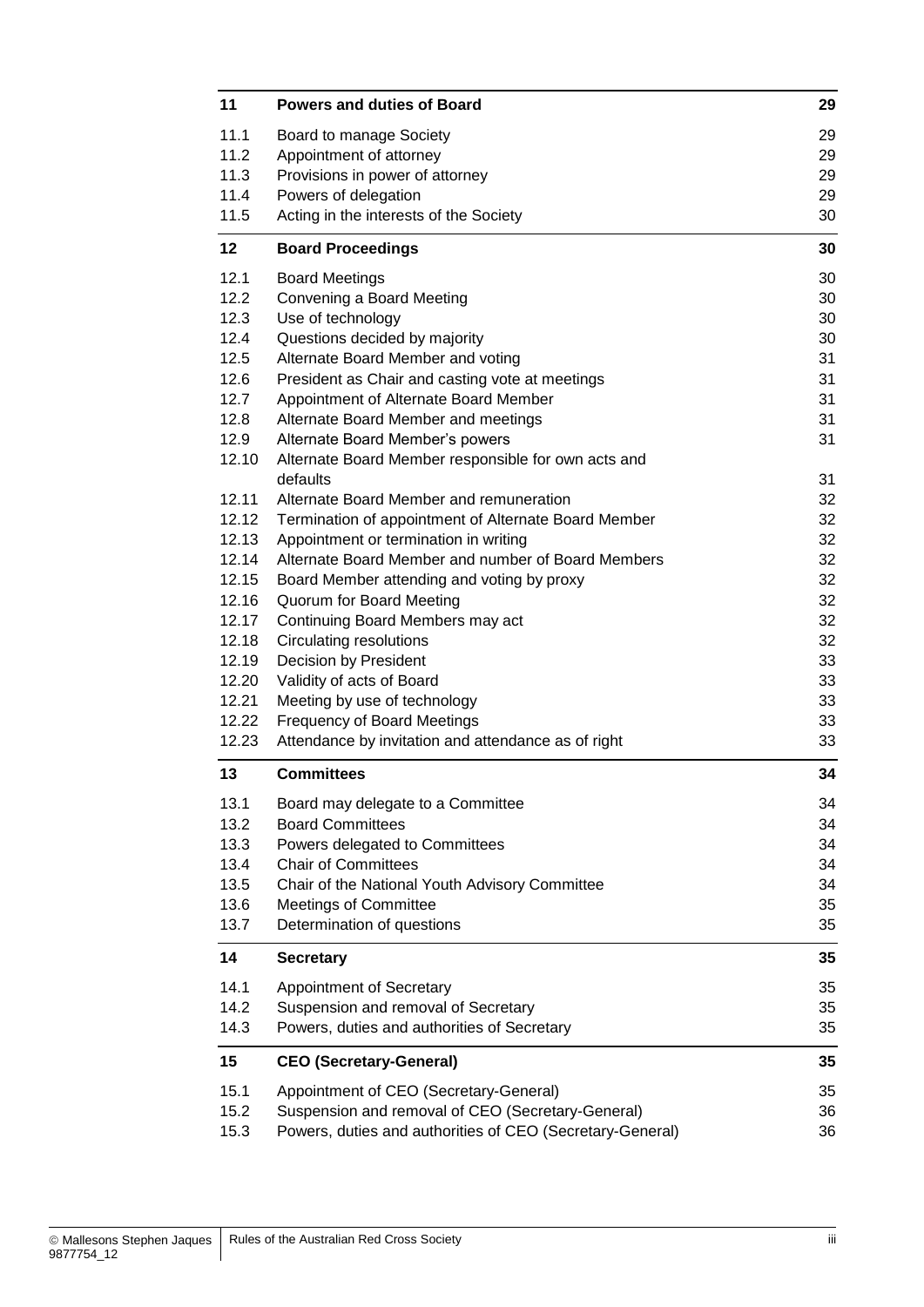| | | |
|---|---|---|
| **11** | **Powers and duties of Board** | **29** |
| 11.1 | Board to manage Society | 29 |
| 11.2 | Appointment of attorney | 29 |
| 11.3 | Provisions in power of attorney | 29 |
| 11.4 | Powers of delegation | 29 |
| 11.5 | Acting in the interests of the Society | 30 |
| **12** | **Board Proceedings** | **30** |
| 12.1 | Board Meetings | 30 |
| 12.2 | Convening a Board Meeting | 30 |
| 12.3 | Use of technology | 30 |
| 12.4 | Questions decided by majority | 30 |
| 12.5 | Alternate Board Member and voting | 31 |
| 12.6 | President as Chair and casting vote at meetings | 31 |
| 12.7 | Appointment of Alternate Board Member | 31 |
| 12.8 | Alternate Board Member and meetings | 31 |
| 12.9 | Alternate Board Member's powers | 31 |
| 12.10 | Alternate Board Member responsible for own acts and defaults | 31 |
| 12.11 | Alternate Board Member and remuneration | 32 |
| 12.12 | Termination of appointment of Alternate Board Member | 32 |
| 12.13 | Appointment or termination in writing | 32 |
| 12.14 | Alternate Board Member and number of Board Members | 32 |
| 12.15 | Board Member attending and voting by proxy | 32 |
| 12.16 | Quorum for Board Meeting | 32 |
| 12.17 | Continuing Board Members may act | 32 |
| 12.18 | Circulating resolutions | 32 |
| 12.19 | Decision by President | 33 |
| 12.20 | Validity of acts of Board | 33 |
| 12.21 | Meeting by use of technology | 33 |
| 12.22 | Frequency of Board Meetings | 33 |
| 12.23 | Attendance by invitation and attendance as of right | 33 |
| **13** | **Committees** | **34** |
| 13.1 | Board may delegate to a Committee | 34 |
| 13.2 | Board Committees | 34 |
| 13.3 | Powers delegated to Committees | 34 |
| 13.4 | Chair of Committees | 34 |
| 13.5 | Chair of the National Youth Advisory Committee | 34 |
| 13.6 | Meetings of Committee | 35 |
| 13.7 | Determination of questions | 35 |
| **14** | **Secretary** | **35** |
| 14.1 | Appointment of Secretary | 35 |
| 14.2 | Suspension and removal of Secretary | 35 |
| 14.3 | Powers, duties and authorities of Secretary | 35 |
| **15** | **CEO (Secretary-General)** | **35** |
| 15.1 | Appointment of CEO (Secretary-General) | 35 |
| 15.2 | Suspension and removal of CEO (Secretary-General) | 36 |
| 15.3 | Powers, duties and authorities of CEO (Secretary-General) | 36 |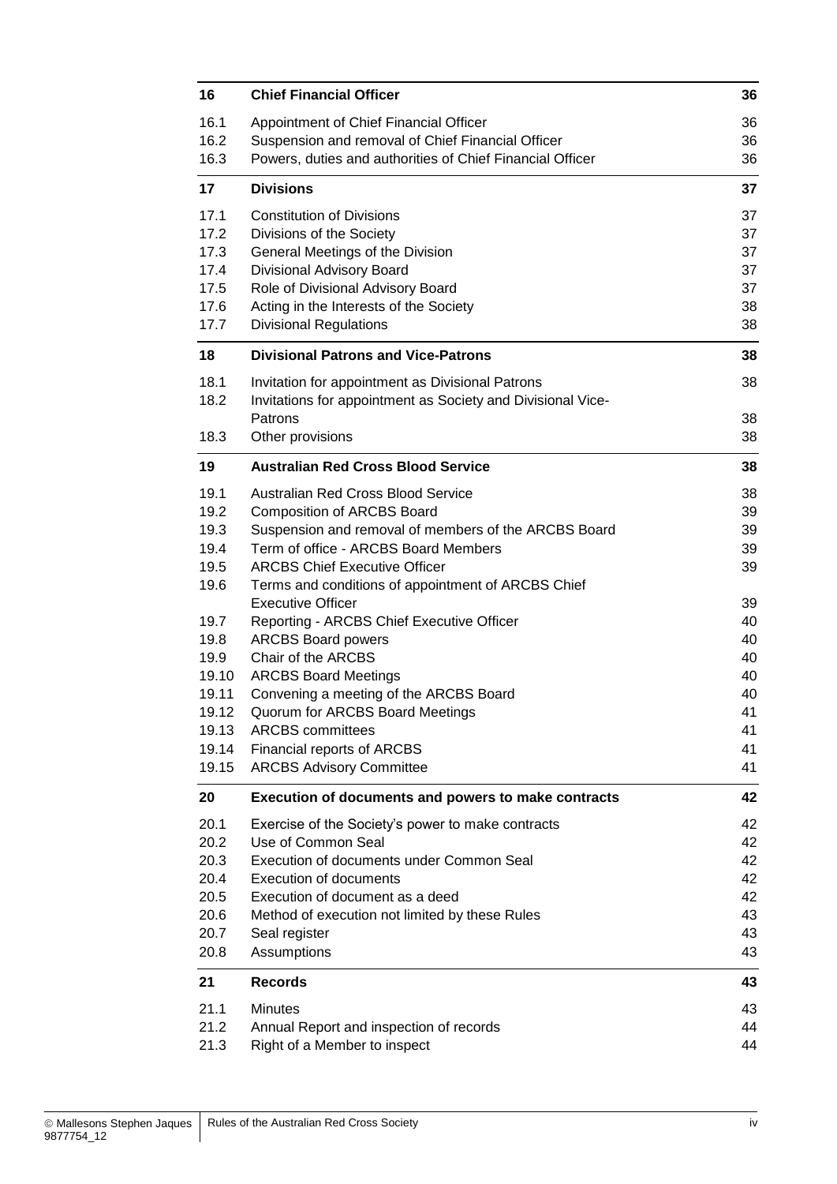| | | |
|---|---|---|
| **16** | **Chief Financial Officer** | **36** |
| 16.1 | Appointment of Chief Financial Officer | 36 |
| 16.2 | Suspension and removal of Chief Financial Officer | 36 |
| 16.3 | Powers, duties and authorities of Chief Financial Officer | 36 |
| **17** | **Divisions** | **37** |
| 17.1 | Constitution of Divisions | 37 |
| 17.2 | Divisions of the Society | 37 |
| 17.3 | General Meetings of the Division | 37 |
| 17.4 | Divisional Advisory Board | 37 |
| 17.5 | Role of Divisional Advisory Board | 37 |
| 17.6 | Acting in the Interests of the Society | 38 |
| 17.7 | Divisional Regulations | 38 |
| **18** | **Divisional Patrons and Vice-Patrons** | **38** |
| 18.1 | Invitation for appointment as Divisional Patrons | 38 |
| 18.2 | Invitations for appointment as Society and Divisional Vice-Patrons | 38 |
| 18.3 | Other provisions | 38 |
| **19** | **Australian Red Cross Blood Service** | **38** |
| 19.1 | Australian Red Cross Blood Service | 38 |
| 19.2 | Composition of ARCBS Board | 39 |
| 19.3 | Suspension and removal of members of the ARCBS Board | 39 |
| 19.4 | Term of office - ARCBS Board Members | 39 |
| 19.5 | ARCBS Chief Executive Officer | 39 |
| 19.6 | Terms and conditions of appointment of ARCBS Chief Executive Officer | 39 |
| 19.7 | Reporting - ARCBS Chief Executive Officer | 40 |
| 19.8 | ARCBS Board powers | 40 |
| 19.9 | Chair of the ARCBS | 40 |
| 19.10 | ARCBS Board Meetings | 40 |
| 19.11 | Convening a meeting of the ARCBS Board | 40 |
| 19.12 | Quorum for ARCBS Board Meetings | 41 |
| 19.13 | ARCBS committees | 41 |
| 19.14 | Financial reports of ARCBS | 41 |
| 19.15 | ARCBS Advisory Committee | 41 |
| **20** | **Execution of documents and powers to make contracts** | **42** |
| 20.1 | Exercise of the Society's power to make contracts | 42 |
| 20.2 | Use of Common Seal | 42 |
| 20.3 | Execution of documents under Common Seal | 42 |
| 20.4 | Execution of documents | 42 |
| 20.5 | Execution of document as a deed | 42 |
| 20.6 | Method of execution not limited by these Rules | 43 |
| 20.7 | Seal register | 43 |
| 20.8 | Assumptions | 43 |
| **21** | **Records** | **43** |
| 21.1 | Minutes | 43 |
| 21.2 | Annual Report and inspection of records | 44 |
| 21.3 | Right of a Member to inspect | 44 |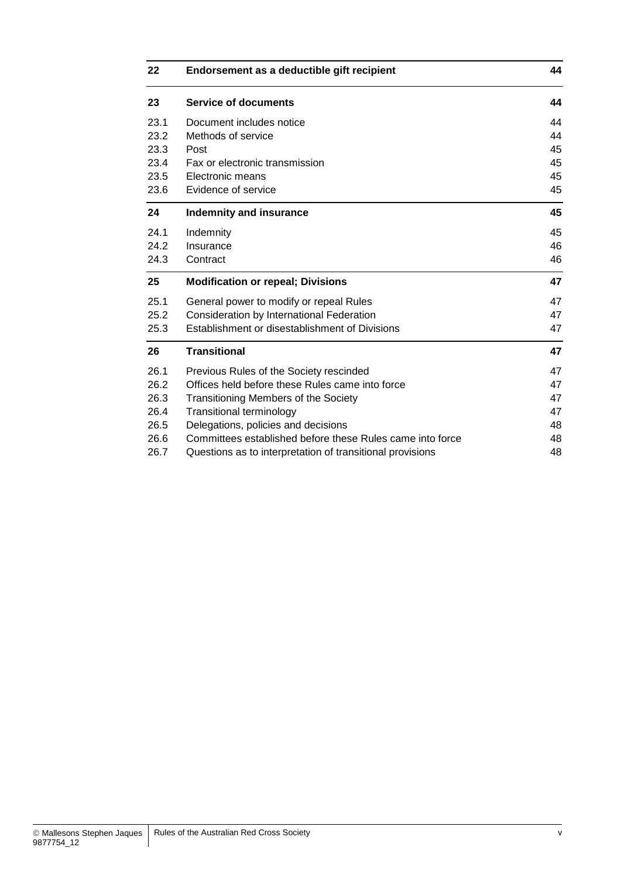| | | |
|---|---|---|
| **22** | **Endorsement as a deductible gift recipient** | **44** |
| **23** | **Service of documents** | **44** |
| 23.1 | Document includes notice | 44 |
| 23.2 | Methods of service | 44 |
| 23.3 | Post | 45 |
| 23.4 | Fax or electronic transmission | 45 |
| 23.5 | Electronic means | 45 |
| 23.6 | Evidence of service | 45 |
| **24** | **Indemnity and insurance** | **45** |
| 24.1 | Indemnity | 45 |
| 24.2 | Insurance | 46 |
| 24.3 | Contract | 46 |
| **25** | **Modification or repeal; Divisions** | **47** |
| 25.1 | General power to modify or repeal Rules | 47 |
| 25.2 | Consideration by International Federation | 47 |
| 25.3 | Establishment or disestablishment of Divisions | 47 |
| **26** | **Transitional** | **47** |
| 26.1 | Previous Rules of the Society rescinded | 47 |
| 26.2 | Offices held before these Rules came into force | 47 |
| 26.3 | Transitioning Members of the Society | 47 |
| 26.4 | Transitional terminology | 47 |
| 26.5 | Delegations, policies and decisions | 48 |
| 26.6 | Committees established before these Rules came into force | 48 |
| 26.7 | Questions as to interpretation of transitional provisions | 48 |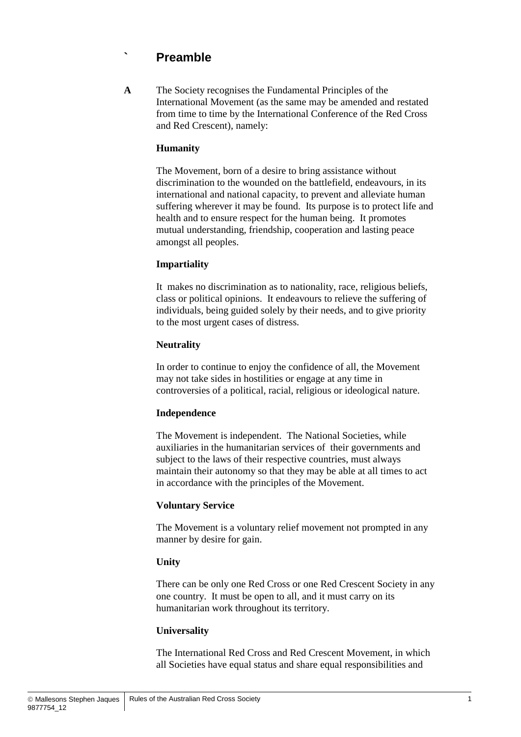# Preamble

**A** The Society recognises the Fundamental Principles of the International Movement (as the same may be amended and restated from time to time by the International Conference of the Red Cross and Red Crescent), namely:

**Humanity**

The Movement, born of a desire to bring assistance without discrimination to the wounded on the battlefield, endeavours, in its international and national capacity, to prevent and alleviate human suffering wherever it may be found. Its purpose is to protect life and health and to ensure respect for the human being. It promotes mutual understanding, friendship, cooperation and lasting peace amongst all peoples.

**Impartiality**

It makes no discrimination as to nationality, race, religious beliefs, class or political opinions. It endeavours to relieve the suffering of individuals, being guided solely by their needs, and to give priority to the most urgent cases of distress.

**Neutrality**

In order to continue to enjoy the confidence of all, the Movement may not take sides in hostilities or engage at any time in controversies of a political, racial, religious or ideological nature.

**Independence**

The Movement is independent. The National Societies, while auxiliaries in the humanitarian services of their governments and subject to the laws of their respective countries, must always maintain their autonomy so that they may be able at all times to act in accordance with the principles of the Movement.

**Voluntary Service**

The Movement is a voluntary relief movement not prompted in any manner by desire for gain.

**Unity**

There can be only one Red Cross or one Red Crescent Society in any one country. It must be open to all, and it must carry on its humanitarian work throughout its territory.

**Universality**

The International Red Cross and Red Crescent Movement, in which all Societies have equal status and share equal responsibilities and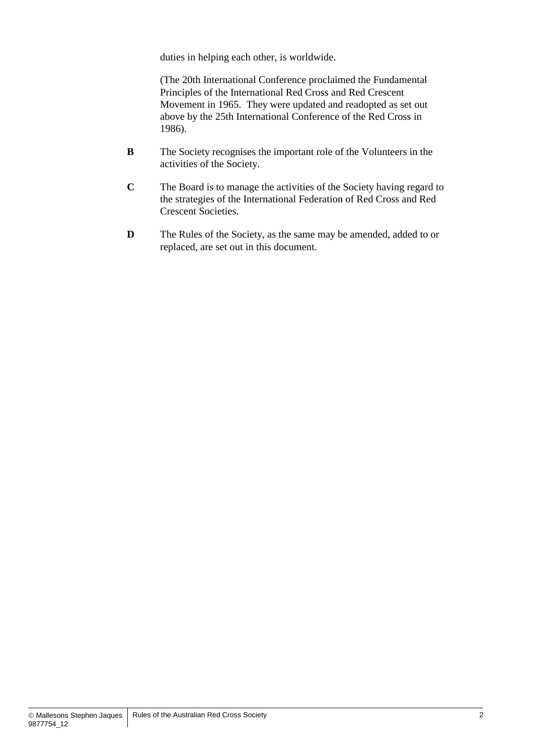duties in helping each other, is worldwide.

(The 20th International Conference proclaimed the Fundamental Principles of the International Red Cross and Red Crescent Movement in 1965. They were updated and readopted as set out above by the 25th International Conference of the Red Cross in 1986).

**B** The Society recognises the important role of the Volunteers in the activities of the Society.

**C** The Board is to manage the activities of the Society having regard to the strategies of the International Federation of Red Cross and Red Crescent Societies.

**D** The Rules of the Society, as the same may be amended, added to or replaced, are set out in this document.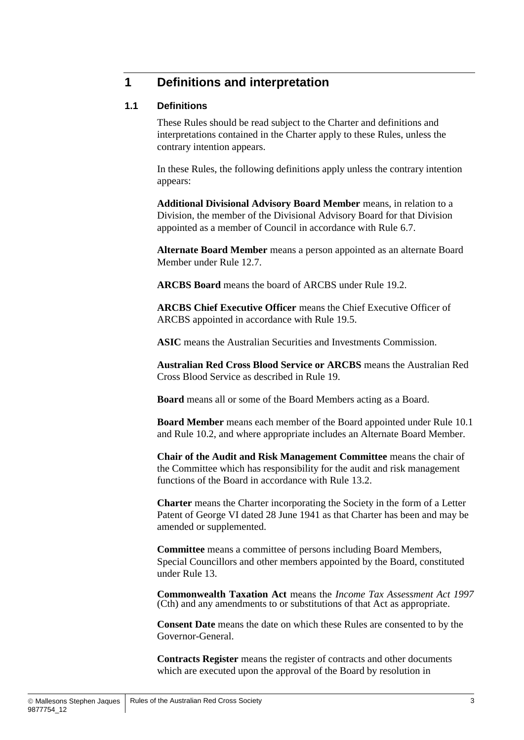# 1 Definitions and interpretation

## 1.1 Definitions

These Rules should be read subject to the Charter and definitions and interpretations contained in the Charter apply to these Rules, unless the contrary intention appears.

In these Rules, the following definitions apply unless the contrary intention appears:

**Additional Divisional Advisory Board Member** means, in relation to a Division, the member of the Divisional Advisory Board for that Division appointed as a member of Council in accordance with Rule 6.7.

**Alternate Board Member** means a person appointed as an alternate Board Member under Rule 12.7.

**ARCBS Board** means the board of ARCBS under Rule 19.2.

**ARCBS Chief Executive Officer** means the Chief Executive Officer of ARCBS appointed in accordance with Rule 19.5.

**ASIC** means the Australian Securities and Investments Commission.

**Australian Red Cross Blood Service or ARCBS** means the Australian Red Cross Blood Service as described in Rule 19.

**Board** means all or some of the Board Members acting as a Board.

**Board Member** means each member of the Board appointed under Rule 10.1 and Rule 10.2, and where appropriate includes an Alternate Board Member.

**Chair of the Audit and Risk Management Committee** means the chair of the Committee which has responsibility for the audit and risk management functions of the Board in accordance with Rule 13.2.

**Charter** means the Charter incorporating the Society in the form of a Letter Patent of George VI dated 28 June 1941 as that Charter has been and may be amended or supplemented.

**Committee** means a committee of persons including Board Members, Special Councillors and other members appointed by the Board, constituted under Rule 13.

**Commonwealth Taxation Act** means the *Income Tax Assessment Act 1997* (Cth) and any amendments to or substitutions of that Act as appropriate.

**Consent Date** means the date on which these Rules are consented to by the Governor-General.

**Contracts Register** means the register of contracts and other documents which are executed upon the approval of the Board by resolution in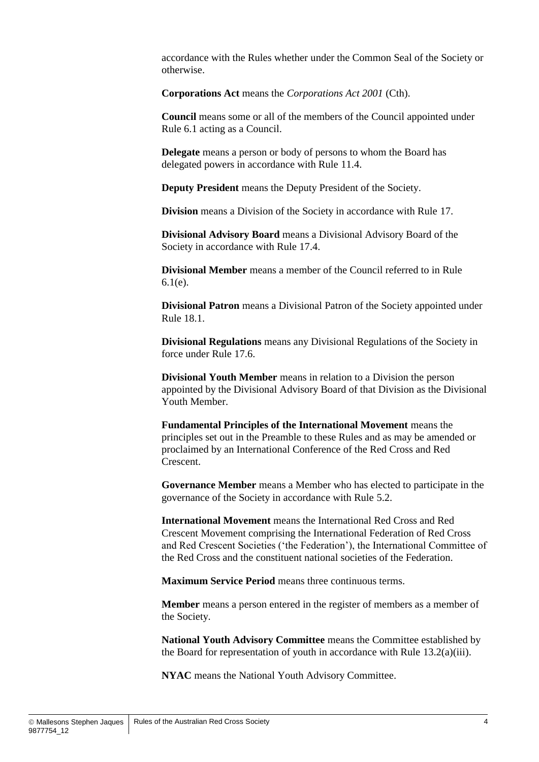accordance with the Rules whether under the Common Seal of the Society or otherwise.

**Corporations Act** means the *Corporations Act 2001* (Cth).

**Council** means some or all of the members of the Council appointed under Rule 6.1 acting as a Council.

**Delegate** means a person or body of persons to whom the Board has delegated powers in accordance with Rule 11.4.

**Deputy President** means the Deputy President of the Society.

**Division** means a Division of the Society in accordance with Rule 17.

**Divisional Advisory Board** means a Divisional Advisory Board of the Society in accordance with Rule 17.4.

**Divisional Member** means a member of the Council referred to in Rule 6.1(e).

**Divisional Patron** means a Divisional Patron of the Society appointed under Rule 18.1.

**Divisional Regulations** means any Divisional Regulations of the Society in force under Rule 17.6.

**Divisional Youth Member** means in relation to a Division the person appointed by the Divisional Advisory Board of that Division as the Divisional Youth Member.

**Fundamental Principles of the International Movement** means the principles set out in the Preamble to these Rules and as may be amended or proclaimed by an International Conference of the Red Cross and Red Crescent.

**Governance Member** means a Member who has elected to participate in the governance of the Society in accordance with Rule 5.2.

**International Movement** means the International Red Cross and Red Crescent Movement comprising the International Federation of Red Cross and Red Crescent Societies ('the Federation'), the International Committee of the Red Cross and the constituent national societies of the Federation.

**Maximum Service Period** means three continuous terms.

**Member** means a person entered in the register of members as a member of the Society.

**National Youth Advisory Committee** means the Committee established by the Board for representation of youth in accordance with Rule 13.2(a)(iii).

**NYAC** means the National Youth Advisory Committee.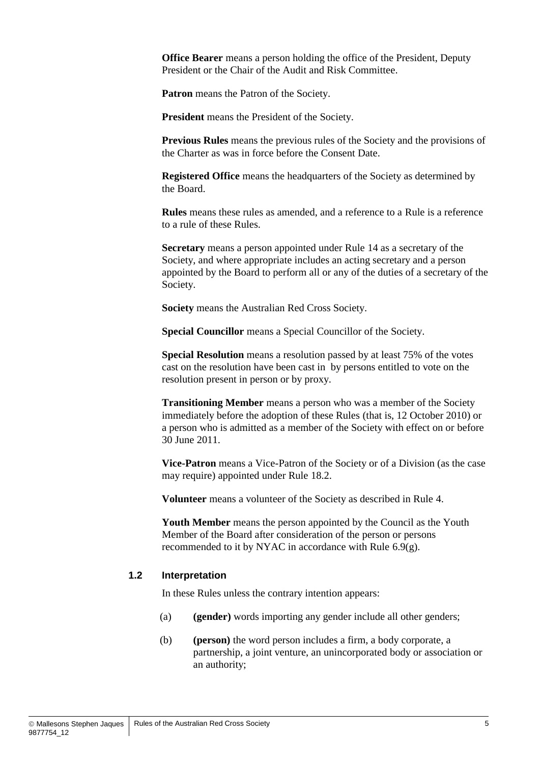**Office Bearer** means a person holding the office of the President, Deputy President or the Chair of the Audit and Risk Committee.

**Patron** means the Patron of the Society.

**President** means the President of the Society.

**Previous Rules** means the previous rules of the Society and the provisions of the Charter as was in force before the Consent Date.

**Registered Office** means the headquarters of the Society as determined by the Board.

**Rules** means these rules as amended, and a reference to a Rule is a reference to a rule of these Rules.

**Secretary** means a person appointed under Rule 14 as a secretary of the Society, and where appropriate includes an acting secretary and a person appointed by the Board to perform all or any of the duties of a secretary of the Society.

**Society** means the Australian Red Cross Society.

**Special Councillor** means a Special Councillor of the Society.

**Special Resolution** means a resolution passed by at least 75% of the votes cast on the resolution have been cast in by persons entitled to vote on the resolution present in person or by proxy.

**Transitioning Member** means a person who was a member of the Society immediately before the adoption of these Rules (that is, 12 October 2010) or a person who is admitted as a member of the Society with effect on or before 30 June 2011.

**Vice-Patron** means a Vice-Patron of the Society or of a Division (as the case may require) appointed under Rule 18.2.

**Volunteer** means a volunteer of the Society as described in Rule 4.

**Youth Member** means the person appointed by the Council as the Youth Member of the Board after consideration of the person or persons recommended to it by NYAC in accordance with Rule 6.9(g).

### 1.2 Interpretation

In these Rules unless the contrary intention appears:

(a) **(gender)** words importing any gender include all other genders;

(b) **(person)** the word person includes a firm, a body corporate, a partnership, a joint venture, an unincorporated body or association or an authority;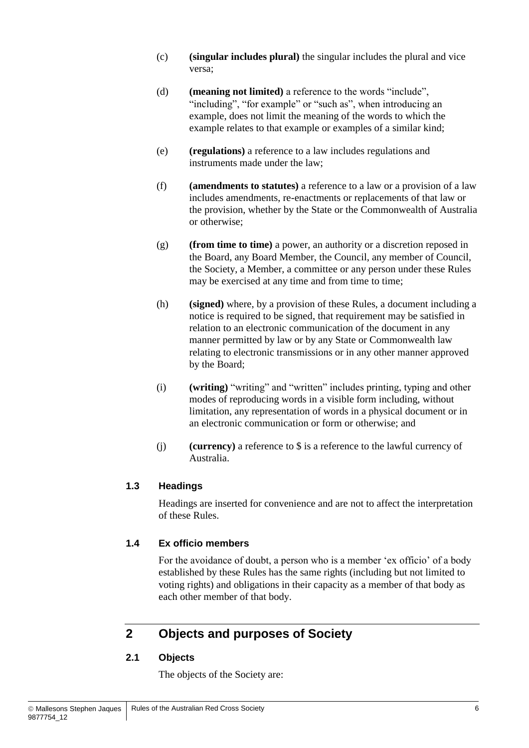(c) **(singular includes plural)** the singular includes the plural and vice versa;

(d) **(meaning not limited)** a reference to the words "include", "including", "for example" or "such as", when introducing an example, does not limit the meaning of the words to which the example relates to that example or examples of a similar kind;

(e) **(regulations)** a reference to a law includes regulations and instruments made under the law;

(f) **(amendments to statutes)** a reference to a law or a provision of a law includes amendments, re-enactments or replacements of that law or the provision, whether by the State or the Commonwealth of Australia or otherwise;

(g) **(from time to time)** a power, an authority or a discretion reposed in the Board, any Board Member, the Council, any member of Council, the Society, a Member, a committee or any person under these Rules may be exercised at any time and from time to time;

(h) **(signed)** where, by a provision of these Rules, a document including a notice is required to be signed, that requirement may be satisfied in relation to an electronic communication of the document in any manner permitted by law or by any State or Commonwealth law relating to electronic transmissions or in any other manner approved by the Board;

(i) **(writing)** "writing" and "written" includes printing, typing and other modes of reproducing words in a visible form including, without limitation, any representation of words in a physical document or in an electronic communication or form or otherwise; and

(j) **(currency)** a reference to $ is a reference to the lawful currency of Australia.

### 1.3 Headings

Headings are inserted for convenience and are not to affect the interpretation of these Rules.

### 1.4 Ex officio members

For the avoidance of doubt, a person who is a member 'ex officio' of a body established by these Rules has the same rights (including but not limited to voting rights) and obligations in their capacity as a member of that body as each other member of that body.

## 2 Objects and purposes of Society

### 2.1 Objects

The objects of the Society are: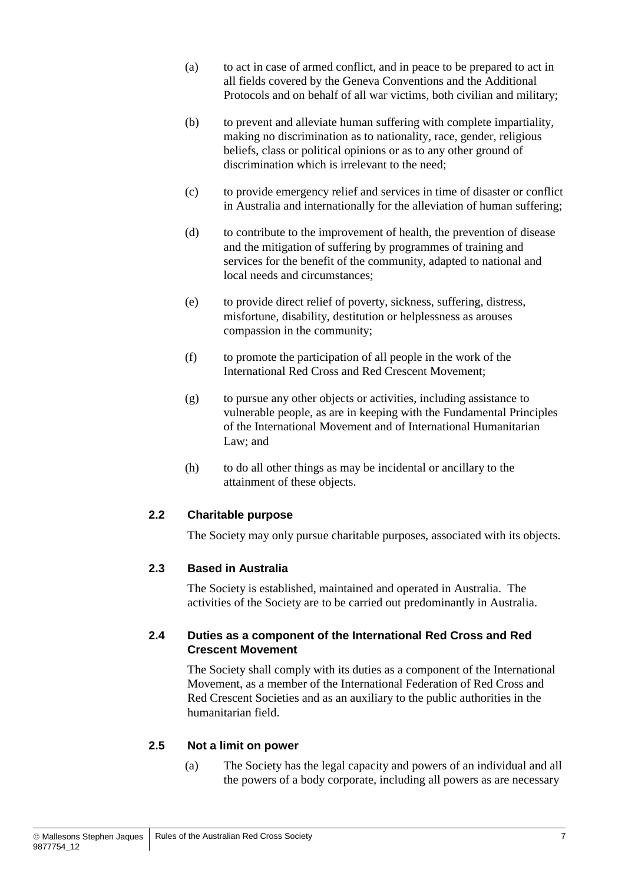(a) to act in case of armed conflict, and in peace to be prepared to act in all fields covered by the Geneva Conventions and the Additional Protocols and on behalf of all war victims, both civilian and military;

(b) to prevent and alleviate human suffering with complete impartiality, making no discrimination as to nationality, race, gender, religious beliefs, class or political opinions or as to any other ground of discrimination which is irrelevant to the need;

(c) to provide emergency relief and services in time of disaster or conflict in Australia and internationally for the alleviation of human suffering;

(d) to contribute to the improvement of health, the prevention of disease and the mitigation of suffering by programmes of training and services for the benefit of the community, adapted to national and local needs and circumstances;

(e) to provide direct relief of poverty, sickness, suffering, distress, misfortune, disability, destitution or helplessness as arouses compassion in the community;

(f) to promote the participation of all people in the work of the International Red Cross and Red Crescent Movement;

(g) to pursue any other objects or activities, including assistance to vulnerable people, as are in keeping with the Fundamental Principles of the International Movement and of International Humanitarian Law; and

(h) to do all other things as may be incidental or ancillary to the attainment of these objects.

### 2.2 Charitable purpose

The Society may only pursue charitable purposes, associated with its objects.

### 2.3 Based in Australia

The Society is established, maintained and operated in Australia. The activities of the Society are to be carried out predominantly in Australia.

### 2.4 Duties as a component of the International Red Cross and Red Crescent Movement

The Society shall comply with its duties as a component of the International Movement, as a member of the International Federation of Red Cross and Red Crescent Societies and as an auxiliary to the public authorities in the humanitarian field.

### 2.5 Not a limit on power

(a) The Society has the legal capacity and powers of an individual and all the powers of a body corporate, including all powers as are necessary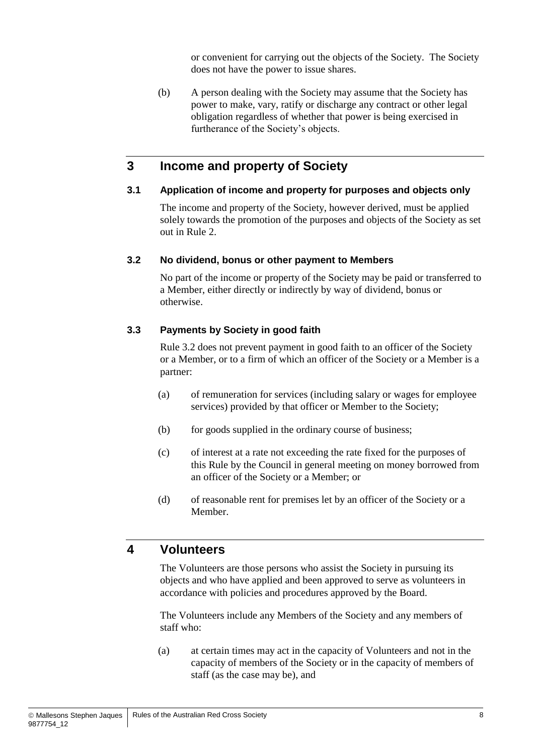or convenient for carrying out the objects of the Society. The Society does not have the power to issue shares.

(b) A person dealing with the Society may assume that the Society has power to make, vary, ratify or discharge any contract or other legal obligation regardless of whether that power is being exercised in furtherance of the Society's objects.

## 3 Income and property of Society

### 3.1 Application of income and property for purposes and objects only

The income and property of the Society, however derived, must be applied solely towards the promotion of the purposes and objects of the Society as set out in Rule 2.

### 3.2 No dividend, bonus or other payment to Members

No part of the income or property of the Society may be paid or transferred to a Member, either directly or indirectly by way of dividend, bonus or otherwise.

### 3.3 Payments by Society in good faith

Rule 3.2 does not prevent payment in good faith to an officer of the Society or a Member, or to a firm of which an officer of the Society or a Member is a partner:

(a) of remuneration for services (including salary or wages for employee services) provided by that officer or Member to the Society;

(b) for goods supplied in the ordinary course of business;

(c) of interest at a rate not exceeding the rate fixed for the purposes of this Rule by the Council in general meeting on money borrowed from an officer of the Society or a Member; or

(d) of reasonable rent for premises let by an officer of the Society or a Member.

## 4 Volunteers

The Volunteers are those persons who assist the Society in pursuing its objects and who have applied and been approved to serve as volunteers in accordance with policies and procedures approved by the Board.

The Volunteers include any Members of the Society and any members of staff who:

(a) at certain times may act in the capacity of Volunteers and not in the capacity of members of the Society or in the capacity of members of staff (as the case may be), and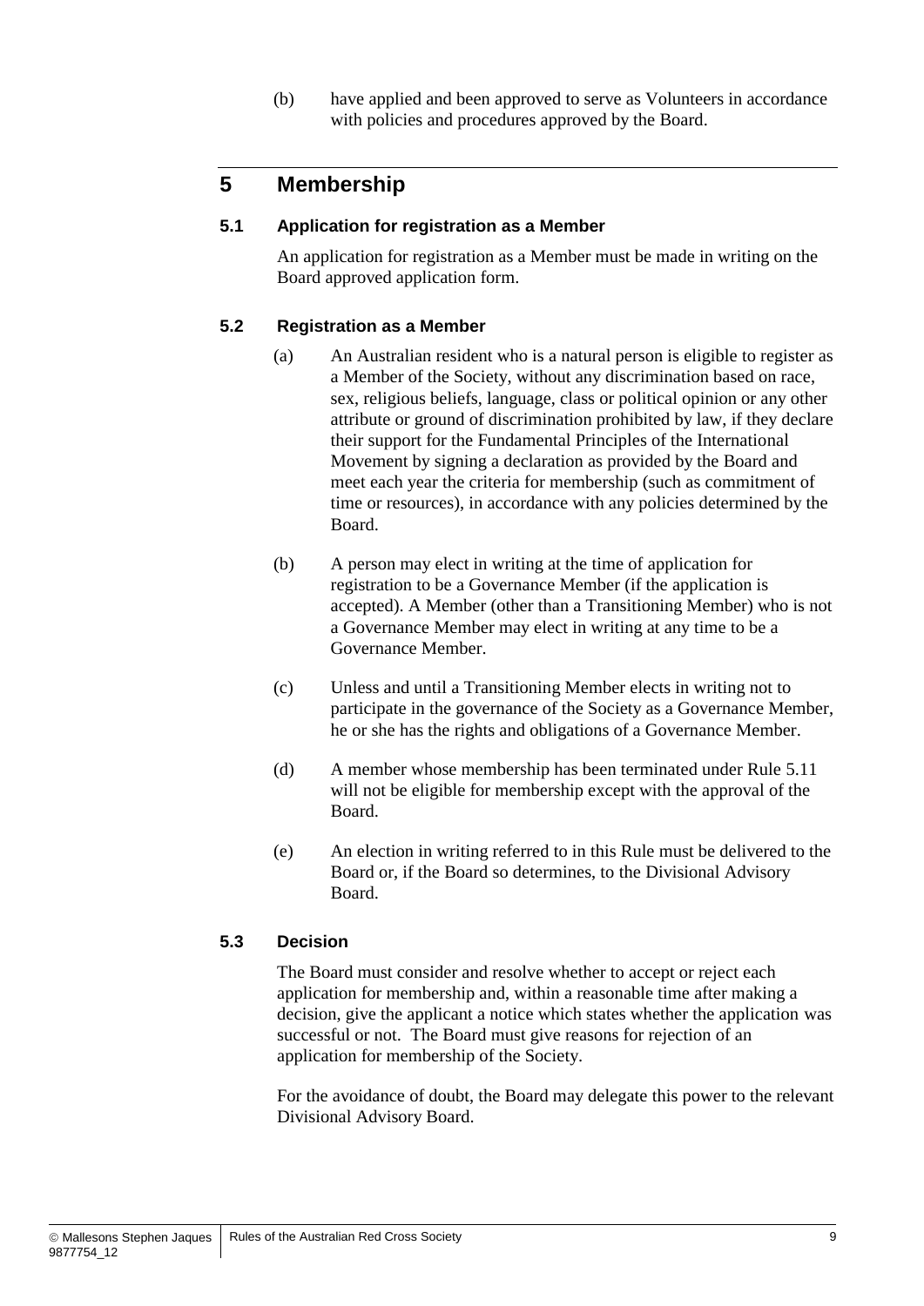(b) have applied and been approved to serve as Volunteers in accordance with policies and procedures approved by the Board.

## 5 Membership

### 5.1 Application for registration as a Member

An application for registration as a Member must be made in writing on the Board approved application form.

### 5.2 Registration as a Member

(a) An Australian resident who is a natural person is eligible to register as a Member of the Society, without any discrimination based on race, sex, religious beliefs, language, class or political opinion or any other attribute or ground of discrimination prohibited by law, if they declare their support for the Fundamental Principles of the International Movement by signing a declaration as provided by the Board and meet each year the criteria for membership (such as commitment of time or resources), in accordance with any policies determined by the Board.

(b) A person may elect in writing at the time of application for registration to be a Governance Member (if the application is accepted). A Member (other than a Transitioning Member) who is not a Governance Member may elect in writing at any time to be a Governance Member.

(c) Unless and until a Transitioning Member elects in writing not to participate in the governance of the Society as a Governance Member, he or she has the rights and obligations of a Governance Member.

(d) A member whose membership has been terminated under Rule 5.11 will not be eligible for membership except with the approval of the Board.

(e) An election in writing referred to in this Rule must be delivered to the Board or, if the Board so determines, to the Divisional Advisory Board.

### 5.3 Decision

The Board must consider and resolve whether to accept or reject each application for membership and, within a reasonable time after making a decision, give the applicant a notice which states whether the application was successful or not. The Board must give reasons for rejection of an application for membership of the Society.

For the avoidance of doubt, the Board may delegate this power to the relevant Divisional Advisory Board.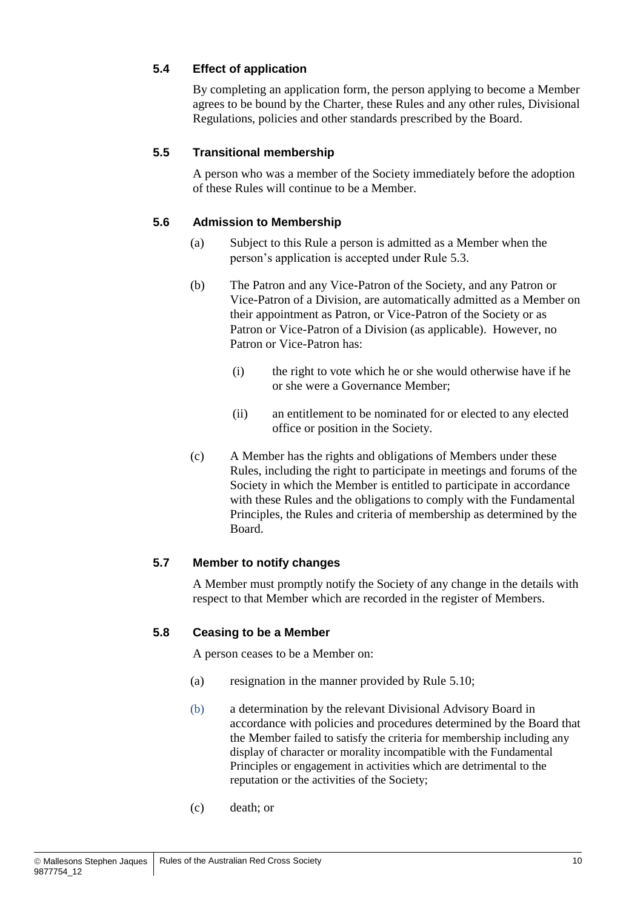### 5.4 Effect of application

By completing an application form, the person applying to become a Member agrees to be bound by the Charter, these Rules and any other rules, Divisional Regulations, policies and other standards prescribed by the Board.

### 5.5 Transitional membership

A person who was a member of the Society immediately before the adoption of these Rules will continue to be a Member.

### 5.6 Admission to Membership

(a) Subject to this Rule a person is admitted as a Member when the person's application is accepted under Rule 5.3.

(b) The Patron and any Vice-Patron of the Society, and any Patron or Vice-Patron of a Division, are automatically admitted as a Member on their appointment as Patron, or Vice-Patron of the Society or as Patron or Vice-Patron of a Division (as applicable). However, no Patron or Vice-Patron has:

(i) the right to vote which he or she would otherwise have if he or she were a Governance Member;

(ii) an entitlement to be nominated for or elected to any elected office or position in the Society.

(c) A Member has the rights and obligations of Members under these Rules, including the right to participate in meetings and forums of the Society in which the Member is entitled to participate in accordance with these Rules and the obligations to comply with the Fundamental Principles, the Rules and criteria of membership as determined by the Board.

### 5.7 Member to notify changes

A Member must promptly notify the Society of any change in the details with respect to that Member which are recorded in the register of Members.

### 5.8 Ceasing to be a Member

A person ceases to be a Member on:

(a) resignation in the manner provided by Rule 5.10;

(b) a determination by the relevant Divisional Advisory Board in accordance with policies and procedures determined by the Board that the Member failed to satisfy the criteria for membership including any display of character or morality incompatible with the Fundamental Principles or engagement in activities which are detrimental to the reputation or the activities of the Society;

(c) death; or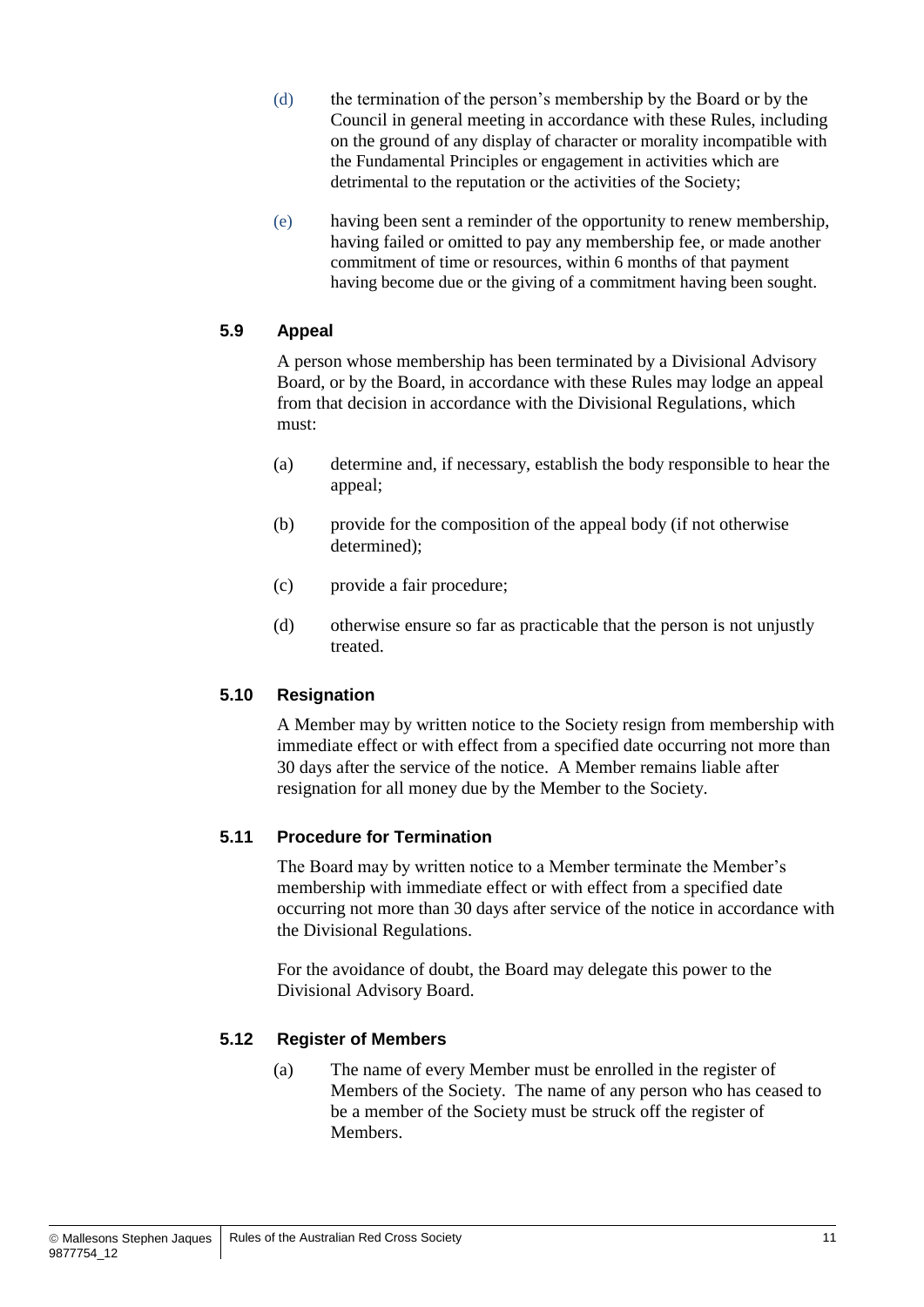(d) the termination of the person's membership by the Board or by the Council in general meeting in accordance with these Rules, including on the ground of any display of character or morality incompatible with the Fundamental Principles or engagement in activities which are detrimental to the reputation or the activities of the Society;

(e) having been sent a reminder of the opportunity to renew membership, having failed or omitted to pay any membership fee, or made another commitment of time or resources, within 6 months of that payment having become due or the giving of a commitment having been sought.

### 5.9 Appeal

A person whose membership has been terminated by a Divisional Advisory Board, or by the Board, in accordance with these Rules may lodge an appeal from that decision in accordance with the Divisional Regulations, which must:

(a) determine and, if necessary, establish the body responsible to hear the appeal;

(b) provide for the composition of the appeal body (if not otherwise determined);

(c) provide a fair procedure;

(d) otherwise ensure so far as practicable that the person is not unjustly treated.

### 5.10 Resignation

A Member may by written notice to the Society resign from membership with immediate effect or with effect from a specified date occurring not more than 30 days after the service of the notice. A Member remains liable after resignation for all money due by the Member to the Society.

### 5.11 Procedure for Termination

The Board may by written notice to a Member terminate the Member's membership with immediate effect or with effect from a specified date occurring not more than 30 days after service of the notice in accordance with the Divisional Regulations.

For the avoidance of doubt, the Board may delegate this power to the Divisional Advisory Board.

### 5.12 Register of Members

(a) The name of every Member must be enrolled in the register of Members of the Society. The name of any person who has ceased to be a member of the Society must be struck off the register of Members.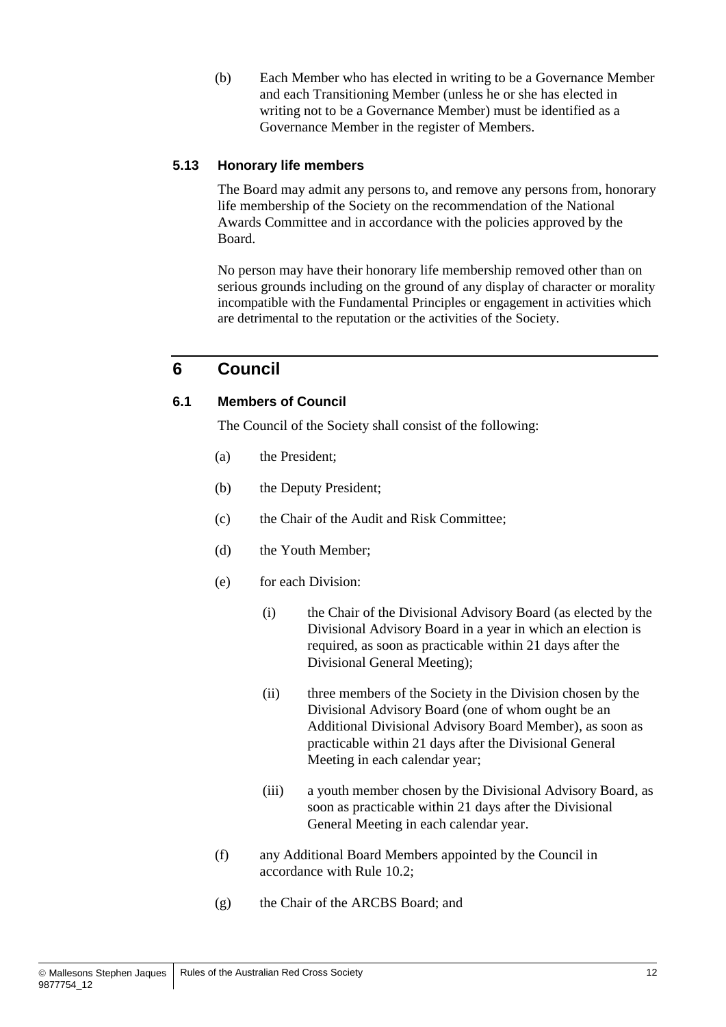(b) Each Member who has elected in writing to be a Governance Member and each Transitioning Member (unless he or she has elected in writing not to be a Governance Member) must be identified as a Governance Member in the register of Members.

### 5.13 Honorary life members

The Board may admit any persons to, and remove any persons from, honorary life membership of the Society on the recommendation of the National Awards Committee and in accordance with the policies approved by the Board.

No person may have their honorary life membership removed other than on serious grounds including on the ground of any display of character or morality incompatible with the Fundamental Principles or engagement in activities which are detrimental to the reputation or the activities of the Society.

## 6 Council

### 6.1 Members of Council

The Council of the Society shall consist of the following:

(a) the President;

(b) the Deputy President;

(c) the Chair of the Audit and Risk Committee;

(d) the Youth Member;

(e) for each Division:

(i) the Chair of the Divisional Advisory Board (as elected by the Divisional Advisory Board in a year in which an election is required, as soon as practicable within 21 days after the Divisional General Meeting);

(ii) three members of the Society in the Division chosen by the Divisional Advisory Board (one of whom ought be an Additional Divisional Advisory Board Member), as soon as practicable within 21 days after the Divisional General Meeting in each calendar year;

(iii) a youth member chosen by the Divisional Advisory Board, as soon as practicable within 21 days after the Divisional General Meeting in each calendar year.

(f) any Additional Board Members appointed by the Council in accordance with Rule 10.2;

(g) the Chair of the ARCBS Board; and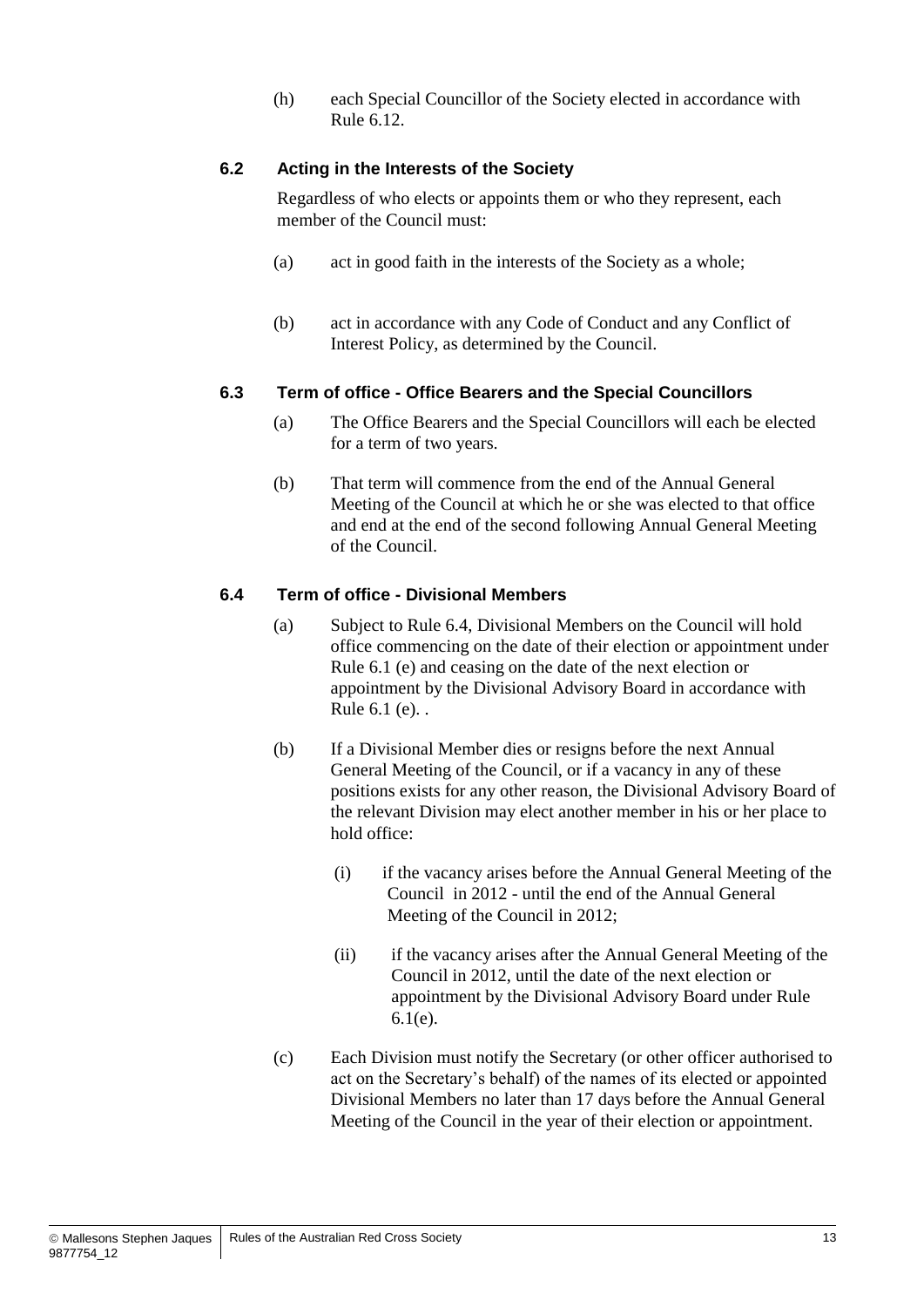(h) each Special Councillor of the Society elected in accordance with Rule 6.12.

### 6.2 Acting in the Interests of the Society

Regardless of who elects or appoints them or who they represent, each member of the Council must:

(a) act in good faith in the interests of the Society as a whole;

(b) act in accordance with any Code of Conduct and any Conflict of Interest Policy, as determined by the Council.

### 6.3 Term of office - Office Bearers and the Special Councillors

(a) The Office Bearers and the Special Councillors will each be elected for a term of two years.

(b) That term will commence from the end of the Annual General Meeting of the Council at which he or she was elected to that office and end at the end of the second following Annual General Meeting of the Council.

### 6.4 Term of office - Divisional Members

(a) Subject to Rule 6.4, Divisional Members on the Council will hold office commencing on the date of their election or appointment under Rule 6.1 (e) and ceasing on the date of the next election or appointment by the Divisional Advisory Board in accordance with Rule 6.1 (e). .

(b) If a Divisional Member dies or resigns before the next Annual General Meeting of the Council, or if a vacancy in any of these positions exists for any other reason, the Divisional Advisory Board of the relevant Division may elect another member in his or her place to hold office:

(i) if the vacancy arises before the Annual General Meeting of the Council in 2012 - until the end of the Annual General Meeting of the Council in 2012;

(ii) if the vacancy arises after the Annual General Meeting of the Council in 2012, until the date of the next election or appointment by the Divisional Advisory Board under Rule 6.1(e).

(c) Each Division must notify the Secretary (or other officer authorised to act on the Secretary's behalf) of the names of its elected or appointed Divisional Members no later than 17 days before the Annual General Meeting of the Council in the year of their election or appointment.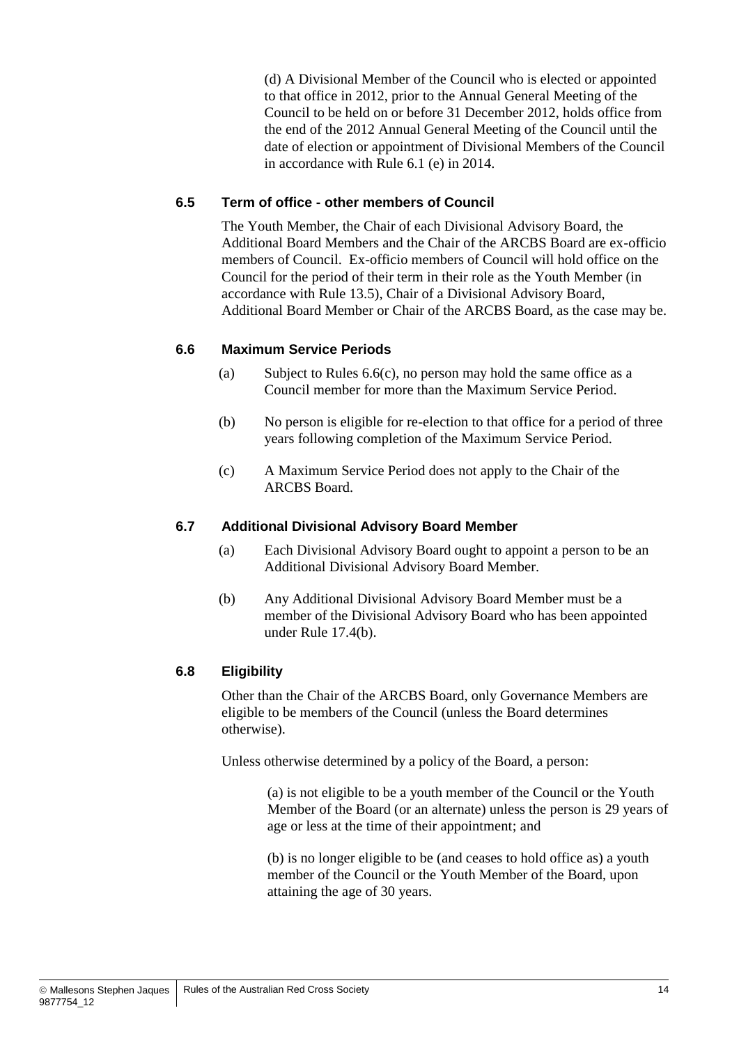(d) A Divisional Member of the Council who is elected or appointed to that office in 2012, prior to the Annual General Meeting of the Council to be held on or before 31 December 2012, holds office from the end of the 2012 Annual General Meeting of the Council until the date of election or appointment of Divisional Members of the Council in accordance with Rule 6.1 (e) in 2014.

### 6.5 Term of office - other members of Council

The Youth Member, the Chair of each Divisional Advisory Board, the Additional Board Members and the Chair of the ARCBS Board are ex-officio members of Council. Ex-officio members of Council will hold office on the Council for the period of their term in their role as the Youth Member (in accordance with Rule 13.5), Chair of a Divisional Advisory Board, Additional Board Member or Chair of the ARCBS Board, as the case may be.

### 6.6 Maximum Service Periods

(a) Subject to Rules 6.6(c), no person may hold the same office as a Council member for more than the Maximum Service Period.

(b) No person is eligible for re-election to that office for a period of three years following completion of the Maximum Service Period.

(c) A Maximum Service Period does not apply to the Chair of the ARCBS Board.

### 6.7 Additional Divisional Advisory Board Member

(a) Each Divisional Advisory Board ought to appoint a person to be an Additional Divisional Advisory Board Member.

(b) Any Additional Divisional Advisory Board Member must be a member of the Divisional Advisory Board who has been appointed under Rule 17.4(b).

### 6.8 Eligibility

Other than the Chair of the ARCBS Board, only Governance Members are eligible to be members of the Council (unless the Board determines otherwise).

Unless otherwise determined by a policy of the Board, a person:

(a) is not eligible to be a youth member of the Council or the Youth Member of the Board (or an alternate) unless the person is 29 years of age or less at the time of their appointment; and

(b) is no longer eligible to be (and ceases to hold office as) a youth member of the Council or the Youth Member of the Board, upon attaining the age of 30 years.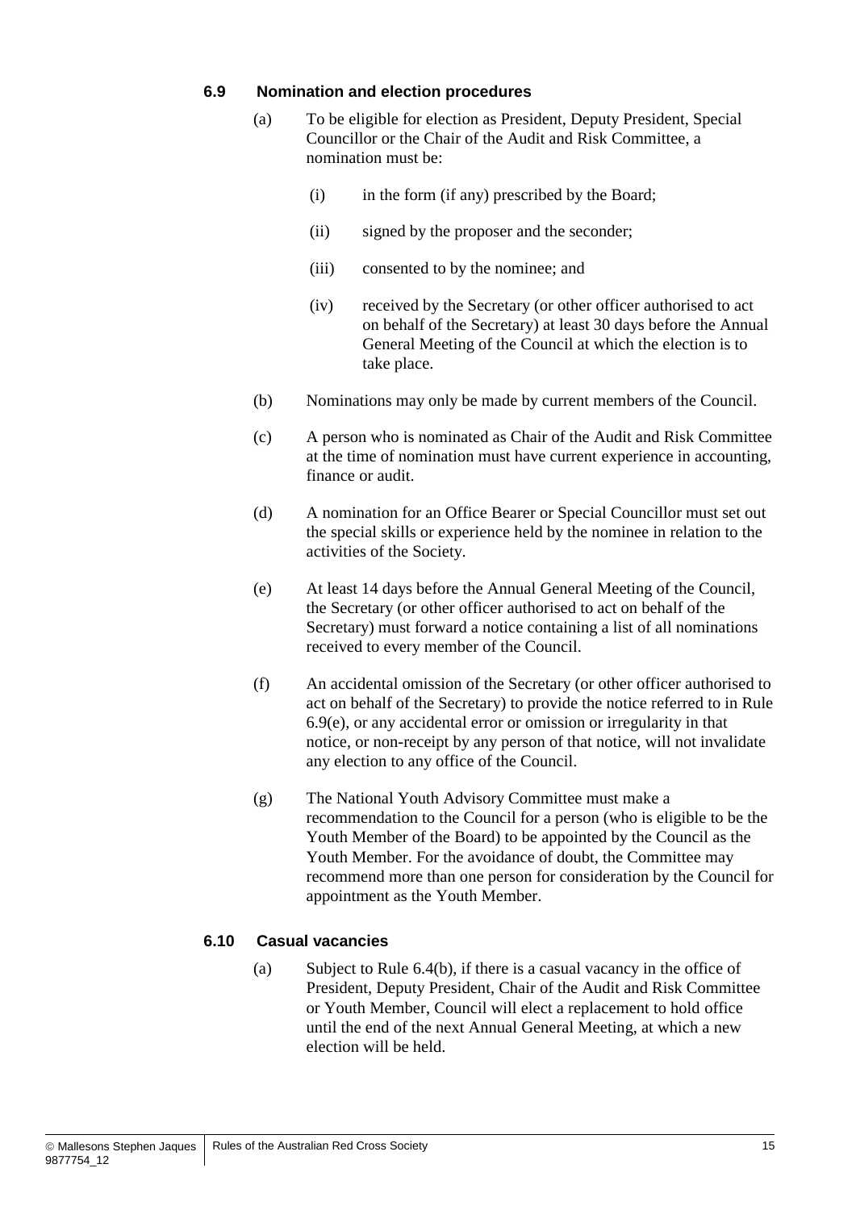### 6.9 Nomination and election procedures

(a) To be eligible for election as President, Deputy President, Special Councillor or the Chair of the Audit and Risk Committee, a nomination must be:

  (i) in the form (if any) prescribed by the Board;

  (ii) signed by the proposer and the seconder;

  (iii) consented to by the nominee; and

  (iv) received by the Secretary (or other officer authorised to act on behalf of the Secretary) at least 30 days before the Annual General Meeting of the Council at which the election is to take place.

(b) Nominations may only be made by current members of the Council.

(c) A person who is nominated as Chair of the Audit and Risk Committee at the time of nomination must have current experience in accounting, finance or audit.

(d) A nomination for an Office Bearer or Special Councillor must set out the special skills or experience held by the nominee in relation to the activities of the Society.

(e) At least 14 days before the Annual General Meeting of the Council, the Secretary (or other officer authorised to act on behalf of the Secretary) must forward a notice containing a list of all nominations received to every member of the Council.

(f) An accidental omission of the Secretary (or other officer authorised to act on behalf of the Secretary) to provide the notice referred to in Rule 6.9(e), or any accidental error or omission or irregularity in that notice, or non-receipt by any person of that notice, will not invalidate any election to any office of the Council.

(g) The National Youth Advisory Committee must make a recommendation to the Council for a person (who is eligible to be the Youth Member of the Board) to be appointed by the Council as the Youth Member. For the avoidance of doubt, the Committee may recommend more than one person for consideration by the Council for appointment as the Youth Member.

### 6.10 Casual vacancies

(a) Subject to Rule 6.4(b), if there is a casual vacancy in the office of President, Deputy President, Chair of the Audit and Risk Committee or Youth Member, Council will elect a replacement to hold office until the end of the next Annual General Meeting, at which a new election will be held.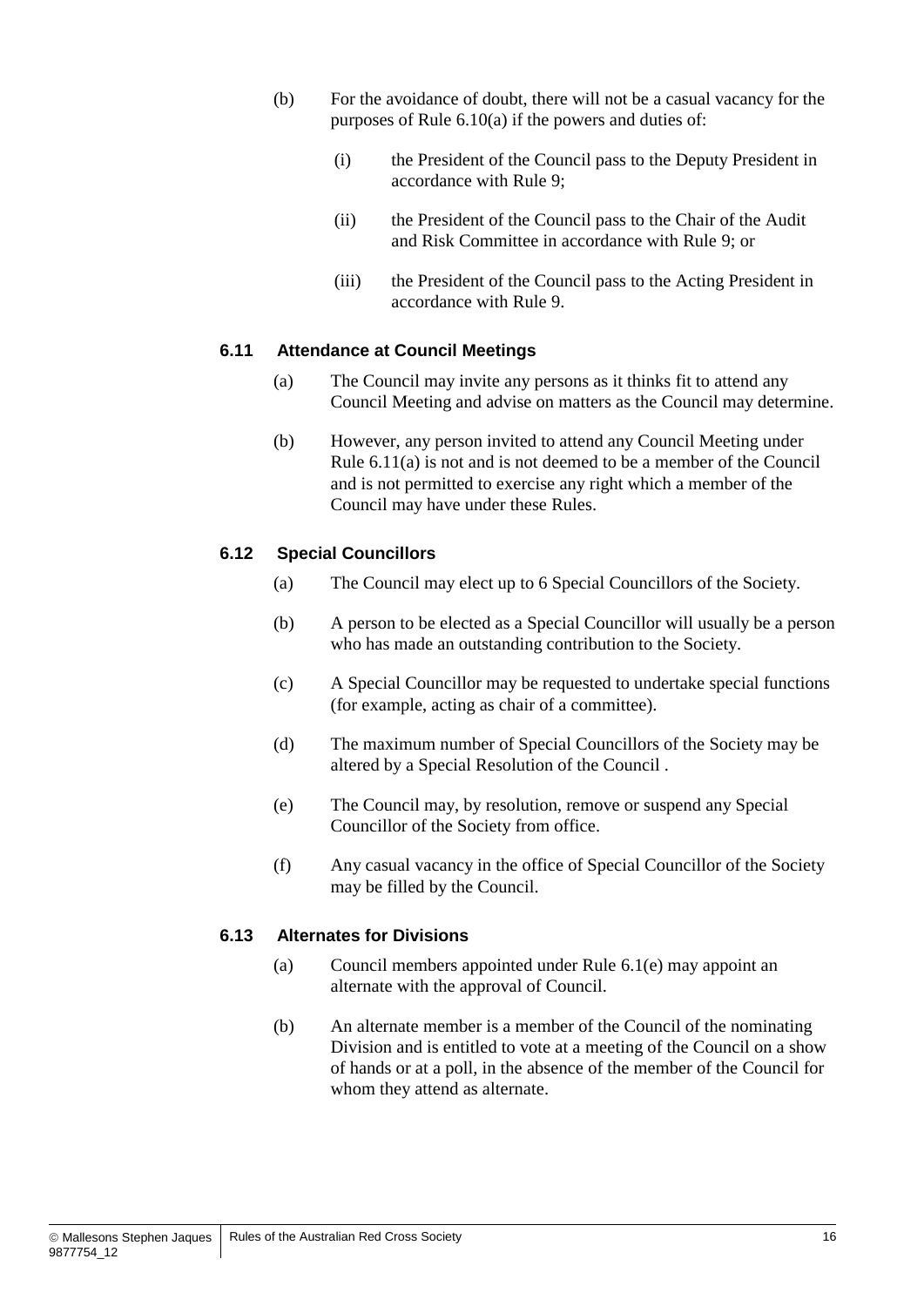(b) For the avoidance of doubt, there will not be a casual vacancy for the purposes of Rule 6.10(a) if the powers and duties of:

   (i) the President of the Council pass to the Deputy President in accordance with Rule 9;

   (ii) the President of the Council pass to the Chair of the Audit and Risk Committee in accordance with Rule 9; or

   (iii) the President of the Council pass to the Acting President in accordance with Rule 9.

### 6.11 Attendance at Council Meetings

(a) The Council may invite any persons as it thinks fit to attend any Council Meeting and advise on matters as the Council may determine.

(b) However, any person invited to attend any Council Meeting under Rule 6.11(a) is not and is not deemed to be a member of the Council and is not permitted to exercise any right which a member of the Council may have under these Rules.

### 6.12 Special Councillors

(a) The Council may elect up to 6 Special Councillors of the Society.

(b) A person to be elected as a Special Councillor will usually be a person who has made an outstanding contribution to the Society.

(c) A Special Councillor may be requested to undertake special functions (for example, acting as chair of a committee).

(d) The maximum number of Special Councillors of the Society may be altered by a Special Resolution of the Council .

(e) The Council may, by resolution, remove or suspend any Special Councillor of the Society from office.

(f) Any casual vacancy in the office of Special Councillor of the Society may be filled by the Council.

### 6.13 Alternates for Divisions

(a) Council members appointed under Rule 6.1(e) may appoint an alternate with the approval of Council.

(b) An alternate member is a member of the Council of the nominating Division and is entitled to vote at a meeting of the Council on a show of hands or at a poll, in the absence of the member of the Council for whom they attend as alternate.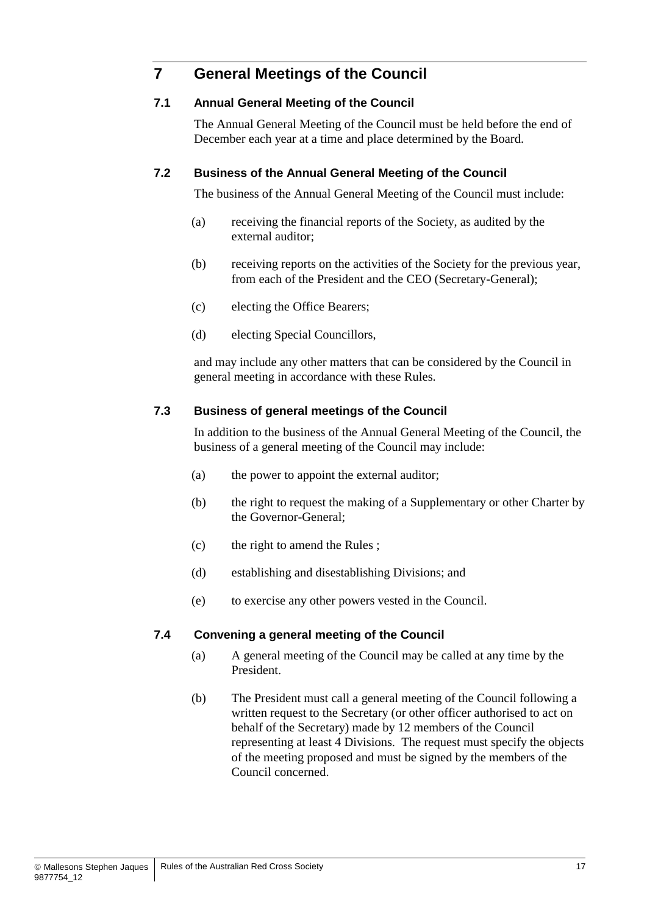# 7 General Meetings of the Council

## 7.1 Annual General Meeting of the Council

The Annual General Meeting of the Council must be held before the end of December each year at a time and place determined by the Board.

## 7.2 Business of the Annual General Meeting of the Council

The business of the Annual General Meeting of the Council must include:

(a) receiving the financial reports of the Society, as audited by the external auditor;

(b) receiving reports on the activities of the Society for the previous year, from each of the President and the CEO (Secretary-General);

(c) electing the Office Bearers;

(d) electing Special Councillors,

and may include any other matters that can be considered by the Council in general meeting in accordance with these Rules.

## 7.3 Business of general meetings of the Council

In addition to the business of the Annual General Meeting of the Council, the business of a general meeting of the Council may include:

(a) the power to appoint the external auditor;

(b) the right to request the making of a Supplementary or other Charter by the Governor-General;

(c) the right to amend the Rules ;

(d) establishing and disestablishing Divisions; and

(e) to exercise any other powers vested in the Council.

## 7.4 Convening a general meeting of the Council

(a) A general meeting of the Council may be called at any time by the President.

(b) The President must call a general meeting of the Council following a written request to the Secretary (or other officer authorised to act on behalf of the Secretary) made by 12 members of the Council representing at least 4 Divisions. The request must specify the objects of the meeting proposed and must be signed by the members of the Council concerned.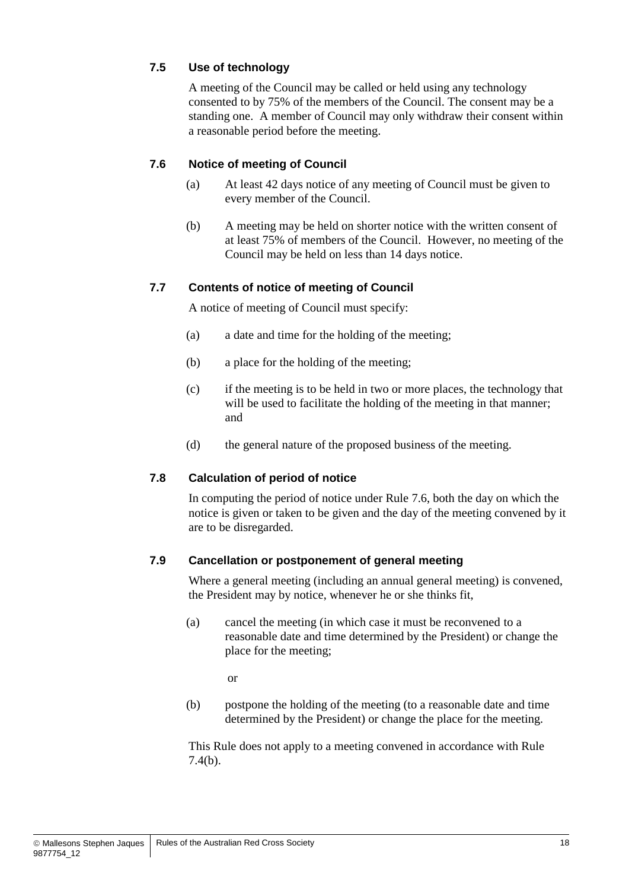### 7.5 Use of technology

A meeting of the Council may be called or held using any technology consented to by 75% of the members of the Council. The consent may be a standing one. A member of Council may only withdraw their consent within a reasonable period before the meeting.

### 7.6 Notice of meeting of Council

(a) At least 42 days notice of any meeting of Council must be given to every member of the Council.

(b) A meeting may be held on shorter notice with the written consent of at least 75% of members of the Council. However, no meeting of the Council may be held on less than 14 days notice.

### 7.7 Contents of notice of meeting of Council

A notice of meeting of Council must specify:

(a) a date and time for the holding of the meeting;

(b) a place for the holding of the meeting;

(c) if the meeting is to be held in two or more places, the technology that will be used to facilitate the holding of the meeting in that manner; and

(d) the general nature of the proposed business of the meeting.

### 7.8 Calculation of period of notice

In computing the period of notice under Rule 7.6, both the day on which the notice is given or taken to be given and the day of the meeting convened by it are to be disregarded.

### 7.9 Cancellation or postponement of general meeting

Where a general meeting (including an annual general meeting) is convened, the President may by notice, whenever he or she thinks fit,

(a) cancel the meeting (in which case it must be reconvened to a reasonable date and time determined by the President) or change the place for the meeting;

or

(b) postpone the holding of the meeting (to a reasonable date and time determined by the President) or change the place for the meeting.

This Rule does not apply to a meeting convened in accordance with Rule 7.4(b).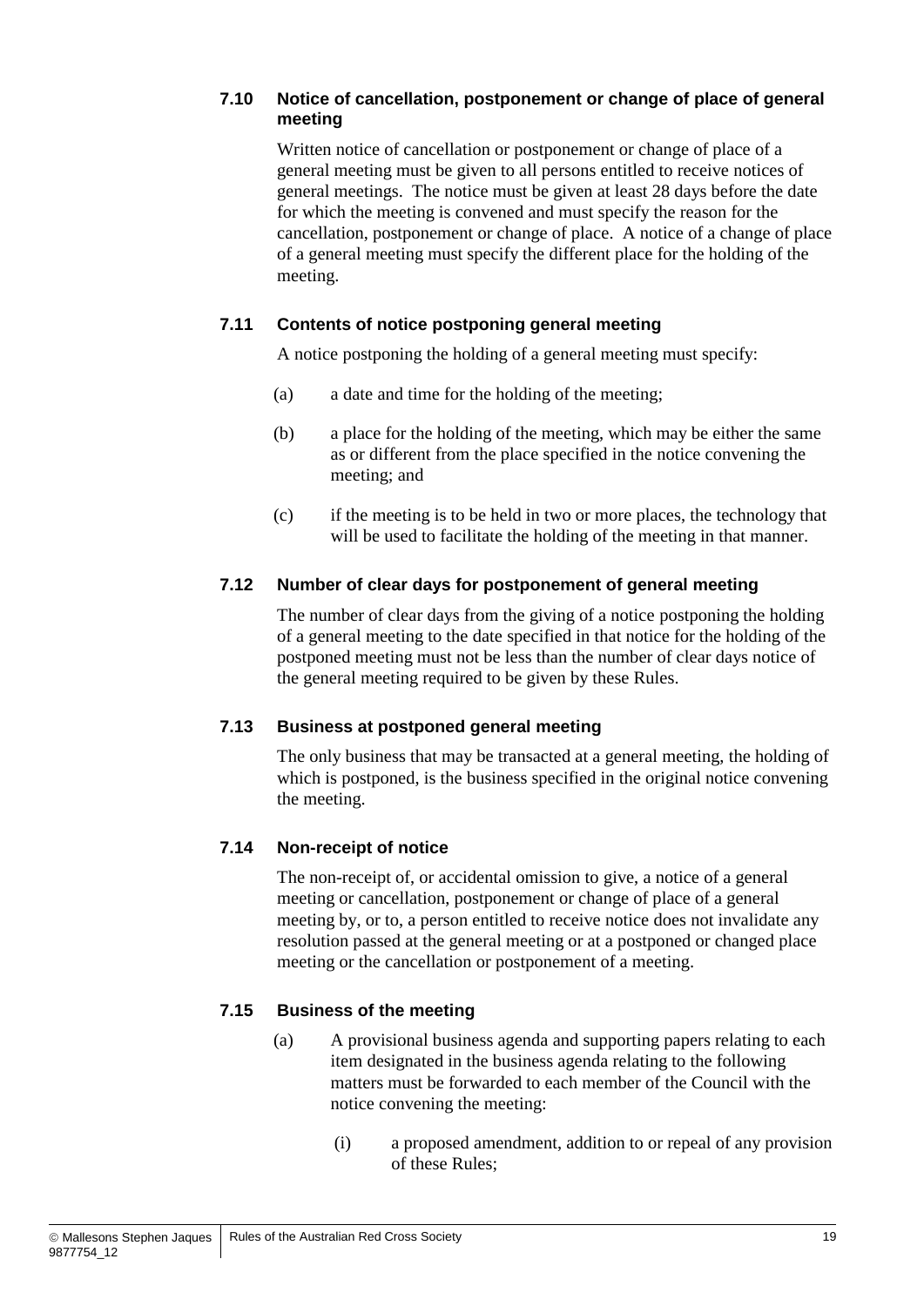### 7.10 Notice of cancellation, postponement or change of place of general meeting

Written notice of cancellation or postponement or change of place of a general meeting must be given to all persons entitled to receive notices of general meetings. The notice must be given at least 28 days before the date for which the meeting is convened and must specify the reason for the cancellation, postponement or change of place. A notice of a change of place of a general meeting must specify the different place for the holding of the meeting.

### 7.11 Contents of notice postponing general meeting

A notice postponing the holding of a general meeting must specify:

(a) a date and time for the holding of the meeting;

(b) a place for the holding of the meeting, which may be either the same as or different from the place specified in the notice convening the meeting; and

(c) if the meeting is to be held in two or more places, the technology that will be used to facilitate the holding of the meeting in that manner.

### 7.12 Number of clear days for postponement of general meeting

The number of clear days from the giving of a notice postponing the holding of a general meeting to the date specified in that notice for the holding of the postponed meeting must not be less than the number of clear days notice of the general meeting required to be given by these Rules.

### 7.13 Business at postponed general meeting

The only business that may be transacted at a general meeting, the holding of which is postponed, is the business specified in the original notice convening the meeting.

### 7.14 Non-receipt of notice

The non-receipt of, or accidental omission to give, a notice of a general meeting or cancellation, postponement or change of place of a general meeting by, or to, a person entitled to receive notice does not invalidate any resolution passed at the general meeting or at a postponed or changed place meeting or the cancellation or postponement of a meeting.

### 7.15 Business of the meeting

(a) A provisional business agenda and supporting papers relating to each item designated in the business agenda relating to the following matters must be forwarded to each member of the Council with the notice convening the meeting:

(i) a proposed amendment, addition to or repeal of any provision of these Rules;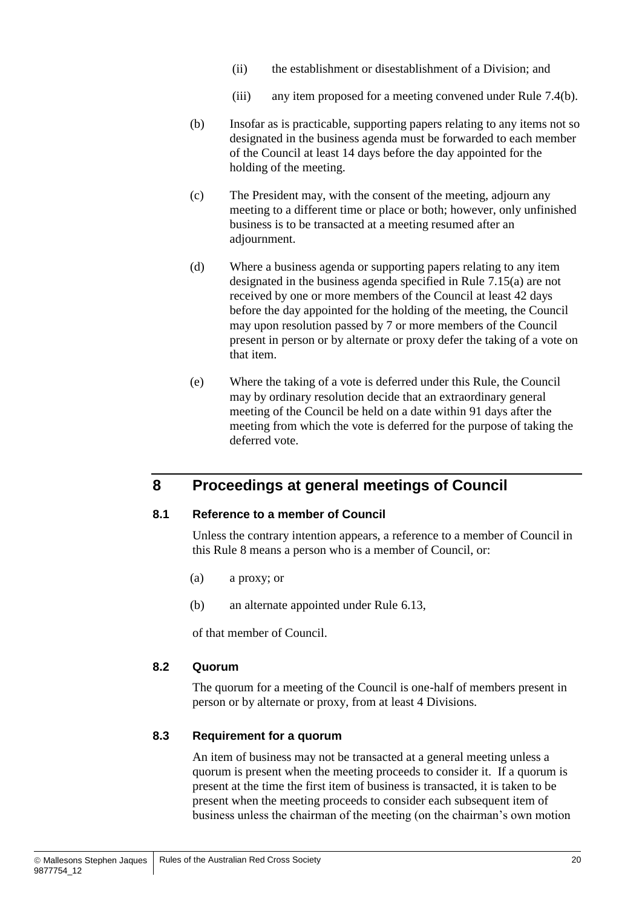(ii) the establishment or disestablishment of a Division; and

(iii) any item proposed for a meeting convened under Rule 7.4(b).

(b) Insofar as is practicable, supporting papers relating to any items not so designated in the business agenda must be forwarded to each member of the Council at least 14 days before the day appointed for the holding of the meeting.

(c) The President may, with the consent of the meeting, adjourn any meeting to a different time or place or both; however, only unfinished business is to be transacted at a meeting resumed after an adjournment.

(d) Where a business agenda or supporting papers relating to any item designated in the business agenda specified in Rule 7.15(a) are not received by one or more members of the Council at least 42 days before the day appointed for the holding of the meeting, the Council may upon resolution passed by 7 or more members of the Council present in person or by alternate or proxy defer the taking of a vote on that item.

(e) Where the taking of a vote is deferred under this Rule, the Council may by ordinary resolution decide that an extraordinary general meeting of the Council be held on a date within 91 days after the meeting from which the vote is deferred for the purpose of taking the deferred vote.

# 8 Proceedings at general meetings of Council

## 8.1 Reference to a member of Council

Unless the contrary intention appears, a reference to a member of Council in this Rule 8 means a person who is a member of Council, or:

(a) a proxy; or

(b) an alternate appointed under Rule 6.13,

of that member of Council.

## 8.2 Quorum

The quorum for a meeting of the Council is one-half of members present in person or by alternate or proxy, from at least 4 Divisions.

## 8.3 Requirement for a quorum

An item of business may not be transacted at a general meeting unless a quorum is present when the meeting proceeds to consider it. If a quorum is present at the time the first item of business is transacted, it is taken to be present when the meeting proceeds to consider each subsequent item of business unless the chairman of the meeting (on the chairman's own motion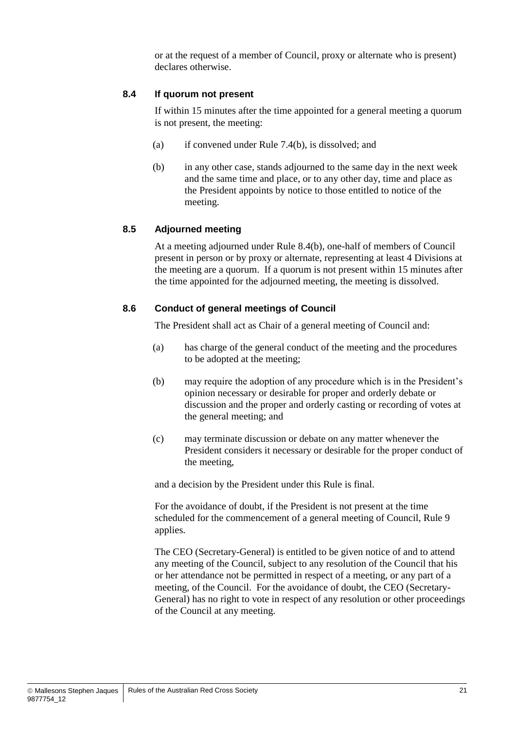or at the request of a member of Council, proxy or alternate who is present) declares otherwise.

### 8.4 If quorum not present

If within 15 minutes after the time appointed for a general meeting a quorum is not present, the meeting:

(a) if convened under Rule 7.4(b), is dissolved; and

(b) in any other case, stands adjourned to the same day in the next week and the same time and place, or to any other day, time and place as the President appoints by notice to those entitled to notice of the meeting.

### 8.5 Adjourned meeting

At a meeting adjourned under Rule 8.4(b), one-half of members of Council present in person or by proxy or alternate, representing at least 4 Divisions at the meeting are a quorum. If a quorum is not present within 15 minutes after the time appointed for the adjourned meeting, the meeting is dissolved.

### 8.6 Conduct of general meetings of Council

The President shall act as Chair of a general meeting of Council and:

(a) has charge of the general conduct of the meeting and the procedures to be adopted at the meeting;

(b) may require the adoption of any procedure which is in the President's opinion necessary or desirable for proper and orderly debate or discussion and the proper and orderly casting or recording of votes at the general meeting; and

(c) may terminate discussion or debate on any matter whenever the President considers it necessary or desirable for the proper conduct of the meeting,

and a decision by the President under this Rule is final.

For the avoidance of doubt, if the President is not present at the time scheduled for the commencement of a general meeting of Council, Rule 9 applies.

The CEO (Secretary-General) is entitled to be given notice of and to attend any meeting of the Council, subject to any resolution of the Council that his or her attendance not be permitted in respect of a meeting, or any part of a meeting, of the Council. For the avoidance of doubt, the CEO (Secretary-General) has no right to vote in respect of any resolution or other proceedings of the Council at any meeting.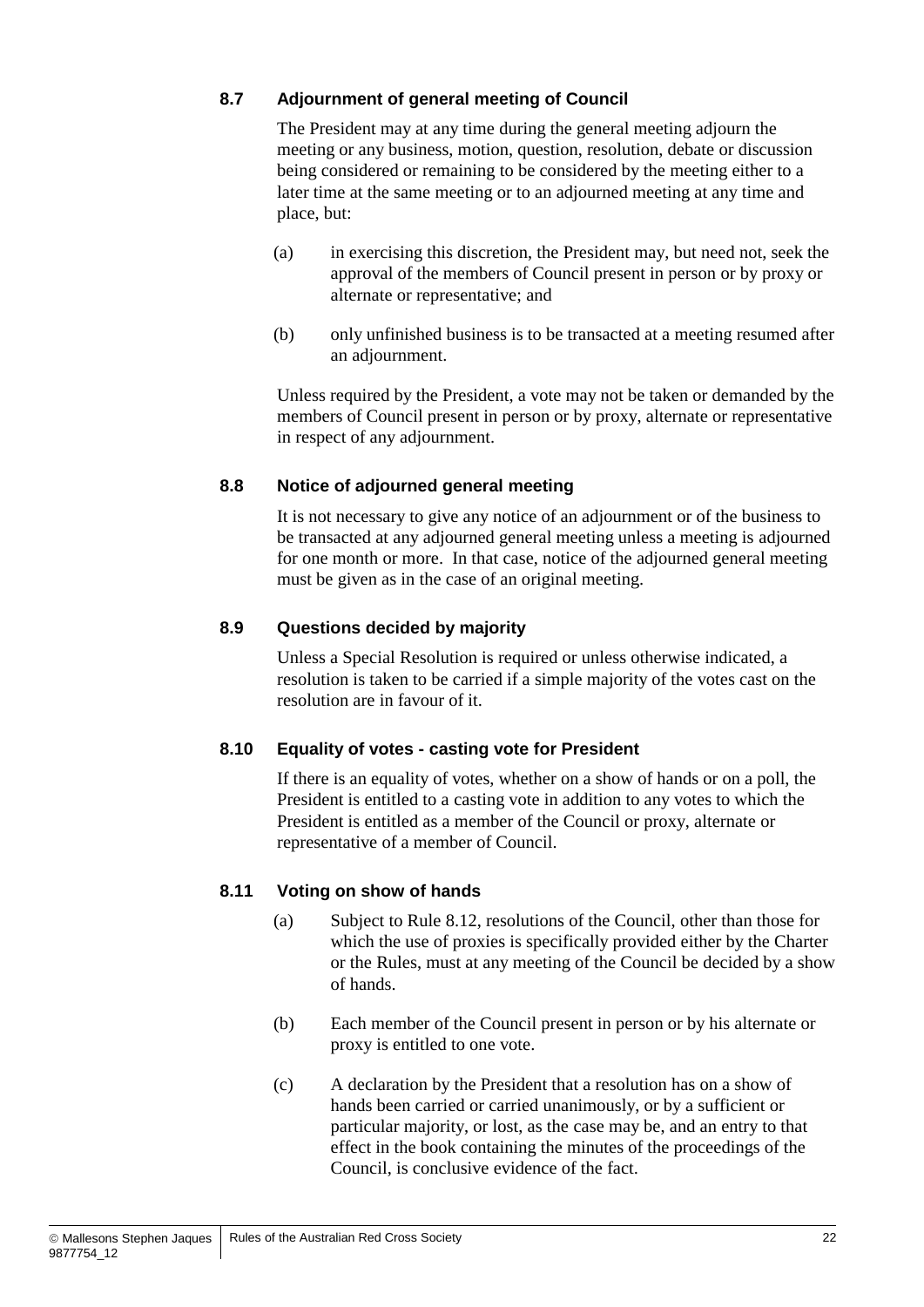### 8.7 Adjournment of general meeting of Council

The President may at any time during the general meeting adjourn the meeting or any business, motion, question, resolution, debate or discussion being considered or remaining to be considered by the meeting either to a later time at the same meeting or to an adjourned meeting at any time and place, but:

(a) in exercising this discretion, the President may, but need not, seek the approval of the members of Council present in person or by proxy or alternate or representative; and

(b) only unfinished business is to be transacted at a meeting resumed after an adjournment.

Unless required by the President, a vote may not be taken or demanded by the members of Council present in person or by proxy, alternate or representative in respect of any adjournment.

### 8.8 Notice of adjourned general meeting

It is not necessary to give any notice of an adjournment or of the business to be transacted at any adjourned general meeting unless a meeting is adjourned for one month or more. In that case, notice of the adjourned general meeting must be given as in the case of an original meeting.

### 8.9 Questions decided by majority

Unless a Special Resolution is required or unless otherwise indicated, a resolution is taken to be carried if a simple majority of the votes cast on the resolution are in favour of it.

### 8.10 Equality of votes - casting vote for President

If there is an equality of votes, whether on a show of hands or on a poll, the President is entitled to a casting vote in addition to any votes to which the President is entitled as a member of the Council or proxy, alternate or representative of a member of Council.

### 8.11 Voting on show of hands

(a) Subject to Rule 8.12, resolutions of the Council, other than those for which the use of proxies is specifically provided either by the Charter or the Rules, must at any meeting of the Council be decided by a show of hands.

(b) Each member of the Council present in person or by his alternate or proxy is entitled to one vote.

(c) A declaration by the President that a resolution has on a show of hands been carried or carried unanimously, or by a sufficient or particular majority, or lost, as the case may be, and an entry to that effect in the book containing the minutes of the proceedings of the Council, is conclusive evidence of the fact.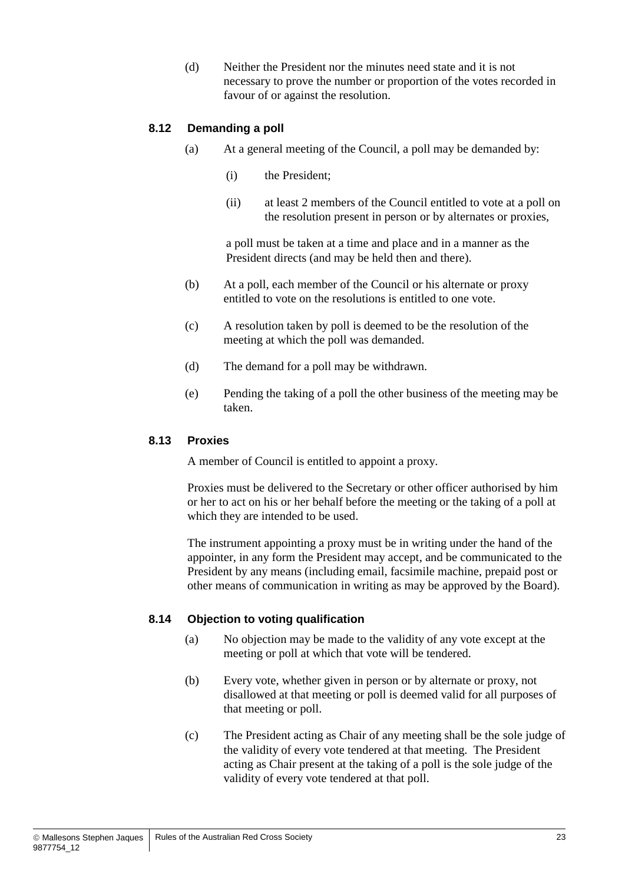(d) Neither the President nor the minutes need state and it is not necessary to prove the number or proportion of the votes recorded in favour of or against the resolution.

### 8.12 Demanding a poll

(a) At a general meeting of the Council, a poll may be demanded by:

(i) the President;

(ii) at least 2 members of the Council entitled to vote at a poll on the resolution present in person or by alternates or proxies,

a poll must be taken at a time and place and in a manner as the President directs (and may be held then and there).

(b) At a poll, each member of the Council or his alternate or proxy entitled to vote on the resolutions is entitled to one vote.

(c) A resolution taken by poll is deemed to be the resolution of the meeting at which the poll was demanded.

(d) The demand for a poll may be withdrawn.

(e) Pending the taking of a poll the other business of the meeting may be taken.

### 8.13 Proxies

A member of Council is entitled to appoint a proxy.

Proxies must be delivered to the Secretary or other officer authorised by him or her to act on his or her behalf before the meeting or the taking of a poll at which they are intended to be used.

The instrument appointing a proxy must be in writing under the hand of the appointer, in any form the President may accept, and be communicated to the President by any means (including email, facsimile machine, prepaid post or other means of communication in writing as may be approved by the Board).

### 8.14 Objection to voting qualification

(a) No objection may be made to the validity of any vote except at the meeting or poll at which that vote will be tendered.

(b) Every vote, whether given in person or by alternate or proxy, not disallowed at that meeting or poll is deemed valid for all purposes of that meeting or poll.

(c) The President acting as Chair of any meeting shall be the sole judge of the validity of every vote tendered at that meeting. The President acting as Chair present at the taking of a poll is the sole judge of the validity of every vote tendered at that poll.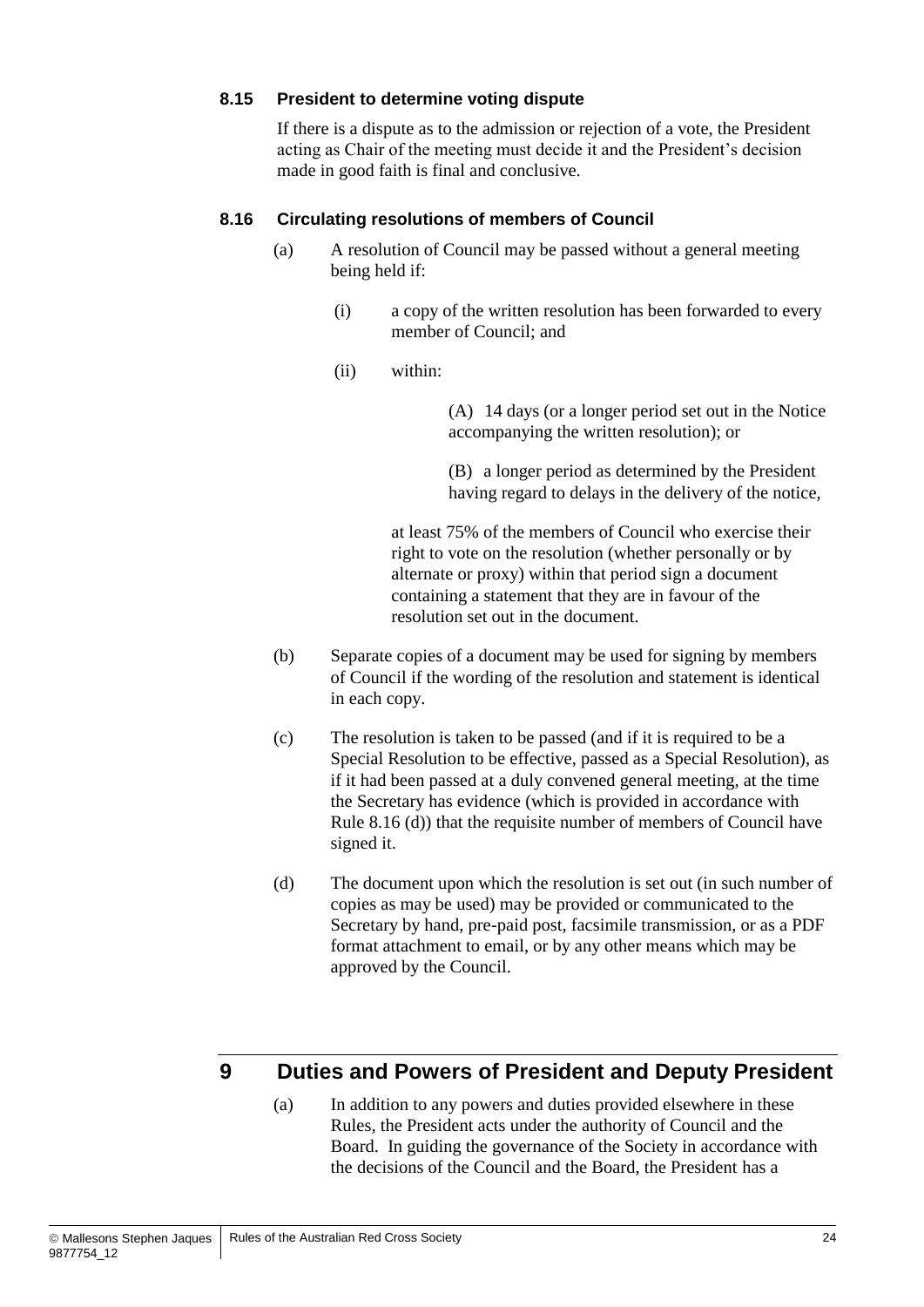### 8.15 President to determine voting dispute

If there is a dispute as to the admission or rejection of a vote, the President acting as Chair of the meeting must decide it and the President's decision made in good faith is final and conclusive.

### 8.16 Circulating resolutions of members of Council

(a) A resolution of Council may be passed without a general meeting being held if:

(i) a copy of the written resolution has been forwarded to every member of Council; and

(ii) within:

(A) 14 days (or a longer period set out in the Notice accompanying the written resolution); or

(B) a longer period as determined by the President having regard to delays in the delivery of the notice,

at least 75% of the members of Council who exercise their right to vote on the resolution (whether personally or by alternate or proxy) within that period sign a document containing a statement that they are in favour of the resolution set out in the document.

(b) Separate copies of a document may be used for signing by members of Council if the wording of the resolution and statement is identical in each copy.

(c) The resolution is taken to be passed (and if it is required to be a Special Resolution to be effective, passed as a Special Resolution), as if it had been passed at a duly convened general meeting, at the time the Secretary has evidence (which is provided in accordance with Rule 8.16 (d)) that the requisite number of members of Council have signed it.

(d) The document upon which the resolution is set out (in such number of copies as may be used) may be provided or communicated to the Secretary by hand, pre-paid post, facsimile transmission, or as a PDF format attachment to email, or by any other means which may be approved by the Council.

## 9 Duties and Powers of President and Deputy President

(a) In addition to any powers and duties provided elsewhere in these Rules, the President acts under the authority of Council and the Board. In guiding the governance of the Society in accordance with the decisions of the Council and the Board, the President has a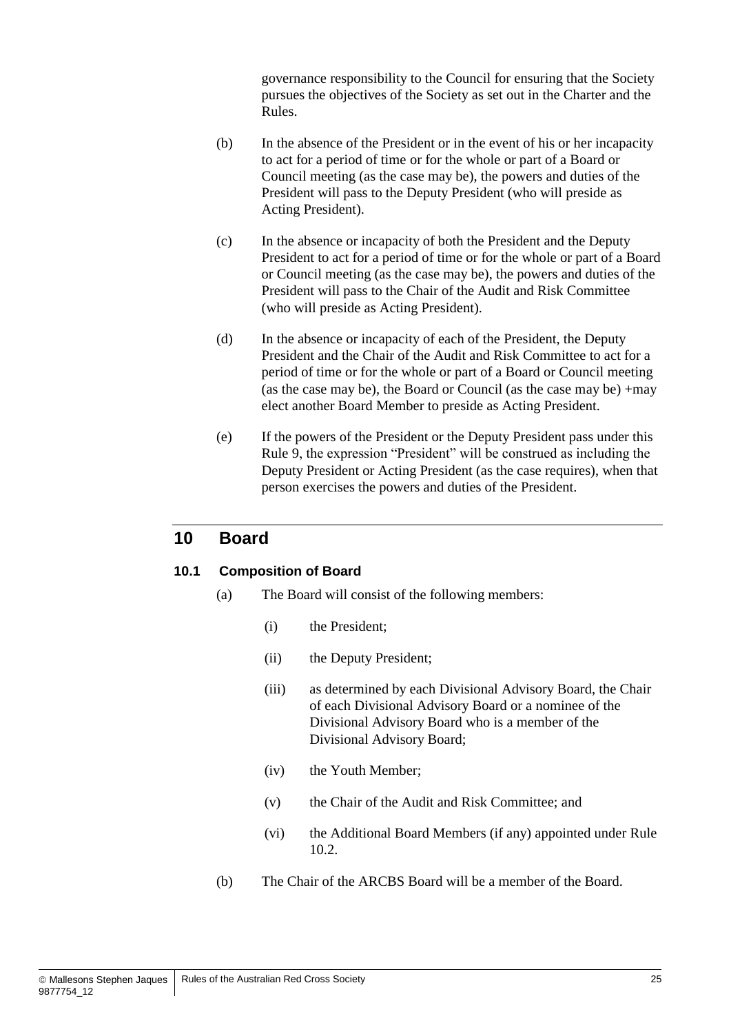governance responsibility to the Council for ensuring that the Society pursues the objectives of the Society as set out in the Charter and the Rules.

(b) In the absence of the President or in the event of his or her incapacity to act for a period of time or for the whole or part of a Board or Council meeting (as the case may be), the powers and duties of the President will pass to the Deputy President (who will preside as Acting President).

(c) In the absence or incapacity of both the President and the Deputy President to act for a period of time or for the whole or part of a Board or Council meeting (as the case may be), the powers and duties of the President will pass to the Chair of the Audit and Risk Committee (who will preside as Acting President).

(d) In the absence or incapacity of each of the President, the Deputy President and the Chair of the Audit and Risk Committee to act for a period of time or for the whole or part of a Board or Council meeting (as the case may be), the Board or Council (as the case may be) +may elect another Board Member to preside as Acting President.

(e) If the powers of the President or the Deputy President pass under this Rule 9, the expression "President" will be construed as including the Deputy President or Acting President (as the case requires), when that person exercises the powers and duties of the President.

## 10 Board

### 10.1 Composition of Board

(a) The Board will consist of the following members:

(i) the President;

(ii) the Deputy President;

(iii) as determined by each Divisional Advisory Board, the Chair of each Divisional Advisory Board or a nominee of the Divisional Advisory Board who is a member of the Divisional Advisory Board;

(iv) the Youth Member;

(v) the Chair of the Audit and Risk Committee; and

(vi) the Additional Board Members (if any) appointed under Rule 10.2.

(b) The Chair of the ARCBS Board will be a member of the Board.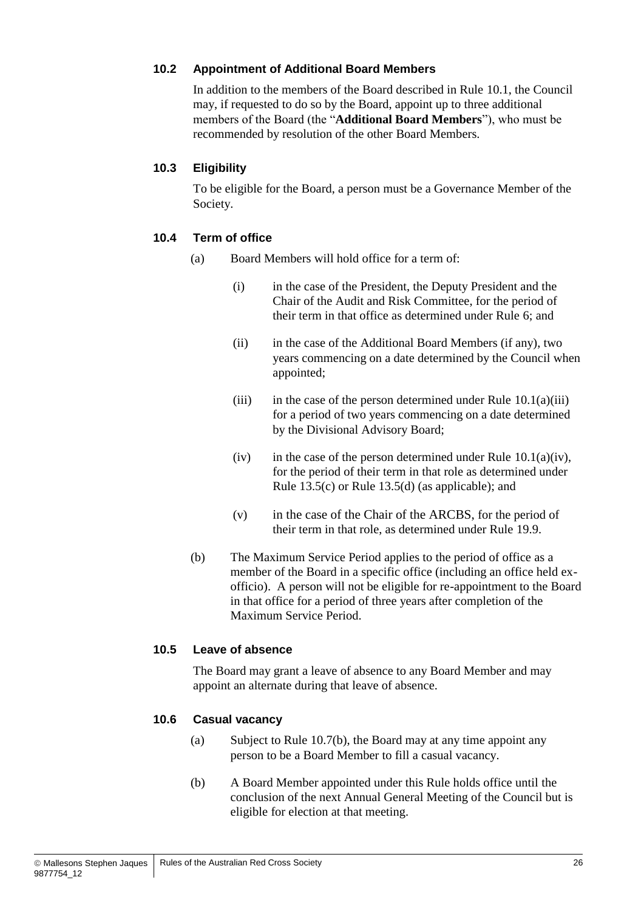### 10.2 Appointment of Additional Board Members

In addition to the members of the Board described in Rule 10.1, the Council may, if requested to do so by the Board, appoint up to three additional members of the Board (the "**Additional Board Members**"), who must be recommended by resolution of the other Board Members.

### 10.3 Eligibility

To be eligible for the Board, a person must be a Governance Member of the Society.

### 10.4 Term of office

(a) Board Members will hold office for a term of:

  (i) in the case of the President, the Deputy President and the Chair of the Audit and Risk Committee, for the period of their term in that office as determined under Rule 6; and

  (ii) in the case of the Additional Board Members (if any), two years commencing on a date determined by the Council when appointed;

  (iii) in the case of the person determined under Rule 10.1(a)(iii) for a period of two years commencing on a date determined by the Divisional Advisory Board;

  (iv) in the case of the person determined under Rule 10.1(a)(iv), for the period of their term in that role as determined under Rule 13.5(c) or Rule 13.5(d) (as applicable); and

  (v) in the case of the Chair of the ARCBS, for the period of their term in that role, as determined under Rule 19.9.

(b) The Maximum Service Period applies to the period of office as a member of the Board in a specific office (including an office held ex-officio). A person will not be eligible for re-appointment to the Board in that office for a period of three years after completion of the Maximum Service Period.

### 10.5 Leave of absence

The Board may grant a leave of absence to any Board Member and may appoint an alternate during that leave of absence.

### 10.6 Casual vacancy

(a) Subject to Rule 10.7(b), the Board may at any time appoint any person to be a Board Member to fill a casual vacancy.

(b) A Board Member appointed under this Rule holds office until the conclusion of the next Annual General Meeting of the Council but is eligible for election at that meeting.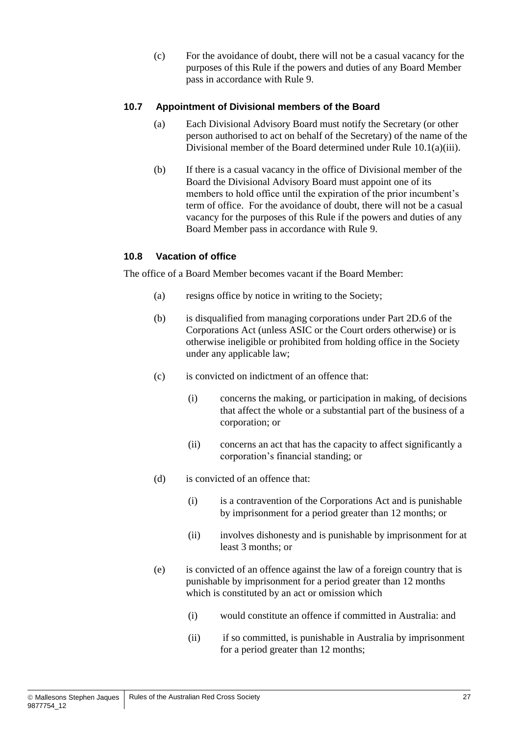(c) For the avoidance of doubt, there will not be a casual vacancy for the purposes of this Rule if the powers and duties of any Board Member pass in accordance with Rule 9.

### 10.7 Appointment of Divisional members of the Board

(a) Each Divisional Advisory Board must notify the Secretary (or other person authorised to act on behalf of the Secretary) of the name of the Divisional member of the Board determined under Rule 10.1(a)(iii).

(b) If there is a casual vacancy in the office of Divisional member of the Board the Divisional Advisory Board must appoint one of its members to hold office until the expiration of the prior incumbent's term of office. For the avoidance of doubt, there will not be a casual vacancy for the purposes of this Rule if the powers and duties of any Board Member pass in accordance with Rule 9.

### 10.8 Vacation of office

The office of a Board Member becomes vacant if the Board Member:

(a) resigns office by notice in writing to the Society;

(b) is disqualified from managing corporations under Part 2D.6 of the Corporations Act (unless ASIC or the Court orders otherwise) or is otherwise ineligible or prohibited from holding office in the Society under any applicable law;

(c) is convicted on indictment of an offence that:

  (i) concerns the making, or participation in making, of decisions that affect the whole or a substantial part of the business of a corporation; or

  (ii) concerns an act that has the capacity to affect significantly a corporation's financial standing; or

(d) is convicted of an offence that:

  (i) is a contravention of the Corporations Act and is punishable by imprisonment for a period greater than 12 months; or

  (ii) involves dishonesty and is punishable by imprisonment for at least 3 months; or

(e) is convicted of an offence against the law of a foreign country that is punishable by imprisonment for a period greater than 12 months which is constituted by an act or omission which

  (i) would constitute an offence if committed in Australia: and

  (ii) if so committed, is punishable in Australia by imprisonment for a period greater than 12 months;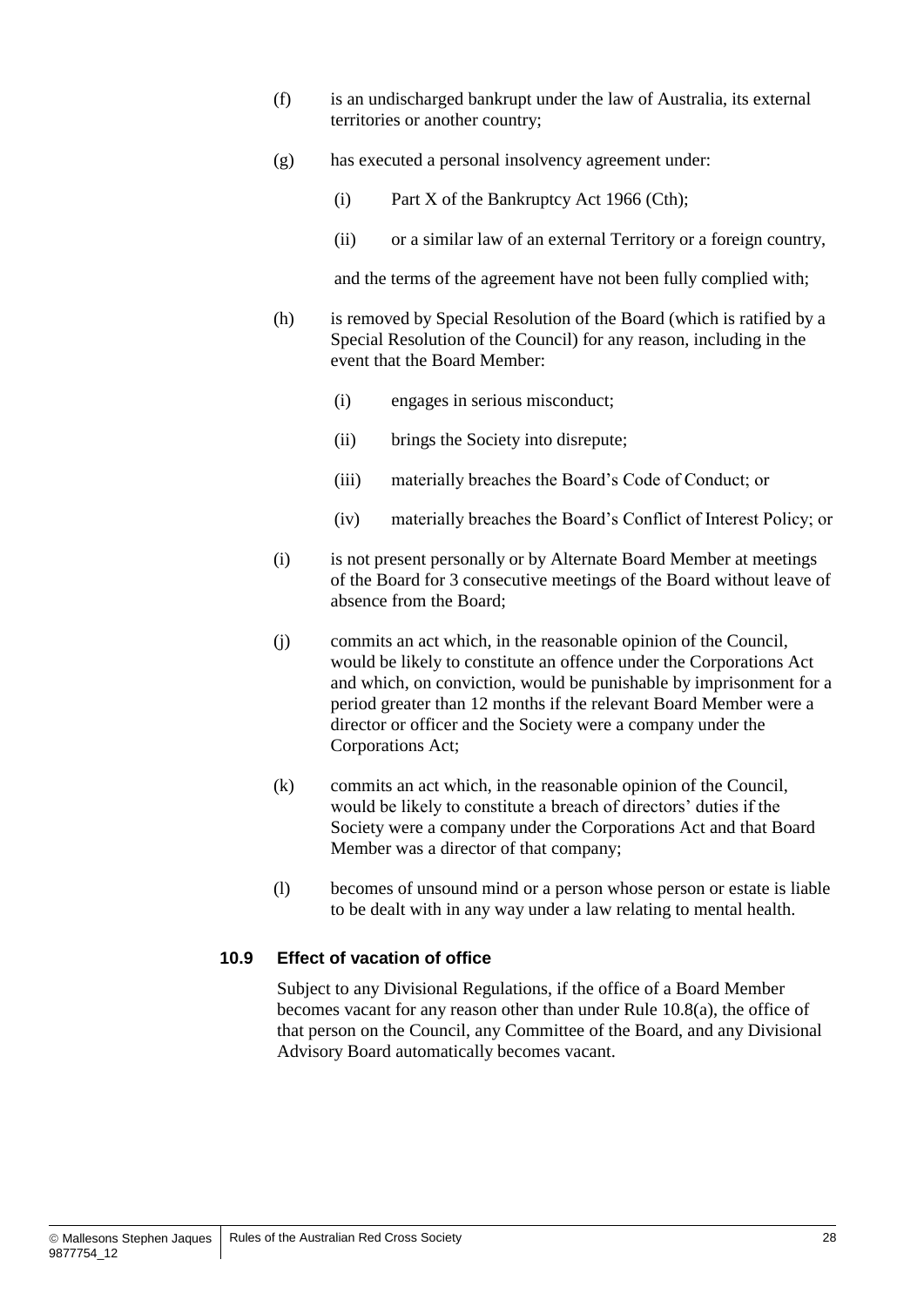(f) is an undischarged bankrupt under the law of Australia, its external territories or another country;

(g) has executed a personal insolvency agreement under:

  (i) Part X of the Bankruptcy Act 1966 (Cth);

  (ii) or a similar law of an external Territory or a foreign country,

  and the terms of the agreement have not been fully complied with;

(h) is removed by Special Resolution of the Board (which is ratified by a Special Resolution of the Council) for any reason, including in the event that the Board Member:

  (i) engages in serious misconduct;

  (ii) brings the Society into disrepute;

  (iii) materially breaches the Board's Code of Conduct; or

  (iv) materially breaches the Board's Conflict of Interest Policy; or

(i) is not present personally or by Alternate Board Member at meetings of the Board for 3 consecutive meetings of the Board without leave of absence from the Board;

(j) commits an act which, in the reasonable opinion of the Council, would be likely to constitute an offence under the Corporations Act and which, on conviction, would be punishable by imprisonment for a period greater than 12 months if the relevant Board Member were a director or officer and the Society were a company under the Corporations Act;

(k) commits an act which, in the reasonable opinion of the Council, would be likely to constitute a breach of directors' duties if the Society were a company under the Corporations Act and that Board Member was a director of that company;

(l) becomes of unsound mind or a person whose person or estate is liable to be dealt with in any way under a law relating to mental health.

### 10.9 Effect of vacation of office

Subject to any Divisional Regulations, if the office of a Board Member becomes vacant for any reason other than under Rule 10.8(a), the office of that person on the Council, any Committee of the Board, and any Divisional Advisory Board automatically becomes vacant.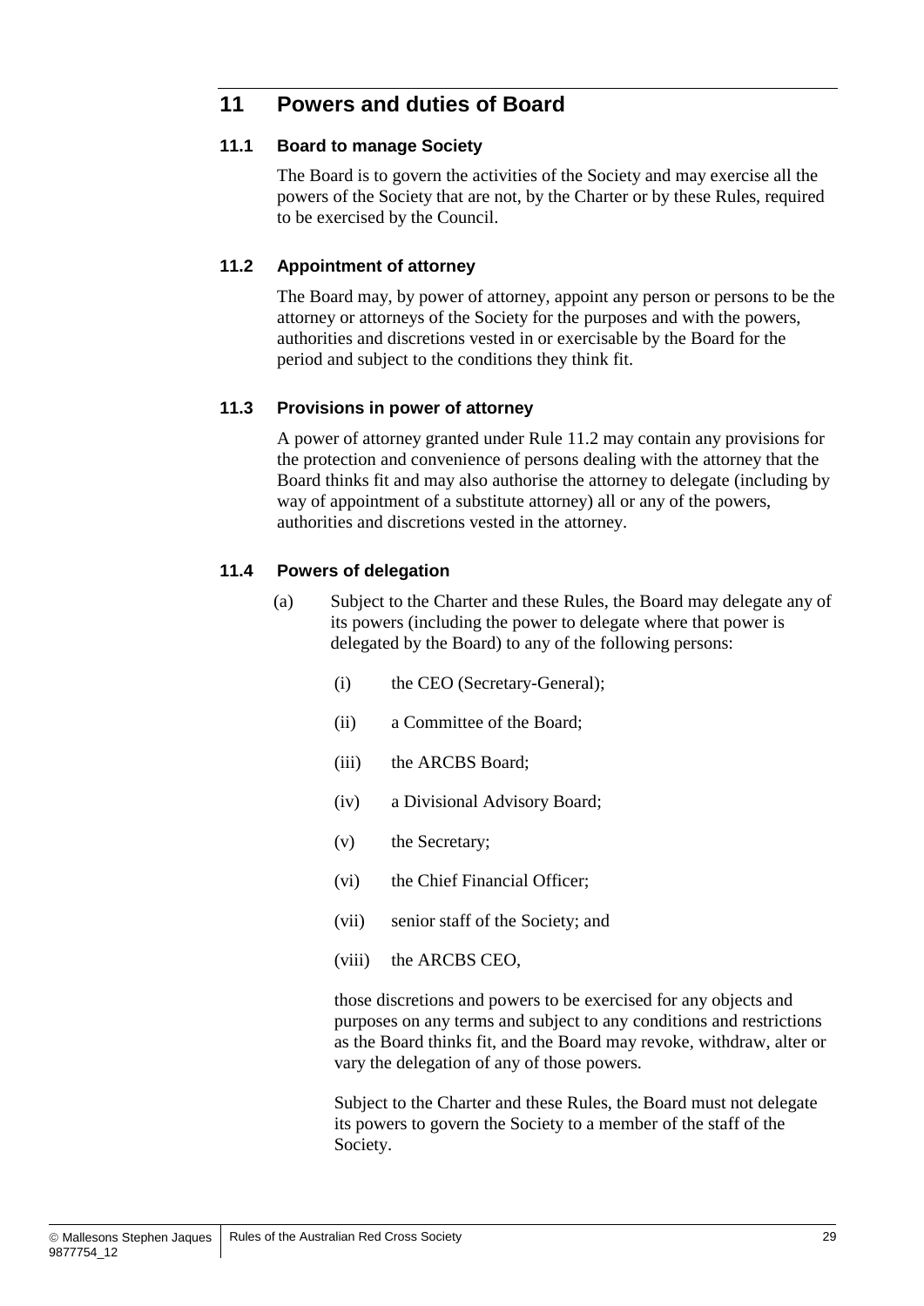# 11 Powers and duties of Board

## 11.1 Board to manage Society

The Board is to govern the activities of the Society and may exercise all the powers of the Society that are not, by the Charter or by these Rules, required to be exercised by the Council.

## 11.2 Appointment of attorney

The Board may, by power of attorney, appoint any person or persons to be the attorney or attorneys of the Society for the purposes and with the powers, authorities and discretions vested in or exercisable by the Board for the period and subject to the conditions they think fit.

## 11.3 Provisions in power of attorney

A power of attorney granted under Rule 11.2 may contain any provisions for the protection and convenience of persons dealing with the attorney that the Board thinks fit and may also authorise the attorney to delegate (including by way of appointment of a substitute attorney) all or any of the powers, authorities and discretions vested in the attorney.

## 11.4 Powers of delegation

(a) Subject to the Charter and these Rules, the Board may delegate any of its powers (including the power to delegate where that power is delegated by the Board) to any of the following persons:

  (i) the CEO (Secretary-General);

  (ii) a Committee of the Board;

  (iii) the ARCBS Board;

  (iv) a Divisional Advisory Board;

  (v) the Secretary;

  (vi) the Chief Financial Officer;

  (vii) senior staff of the Society; and

  (viii) the ARCBS CEO,

  those discretions and powers to be exercised for any objects and purposes on any terms and subject to any conditions and restrictions as the Board thinks fit, and the Board may revoke, withdraw, alter or vary the delegation of any of those powers.

  Subject to the Charter and these Rules, the Board must not delegate its powers to govern the Society to a member of the staff of the Society.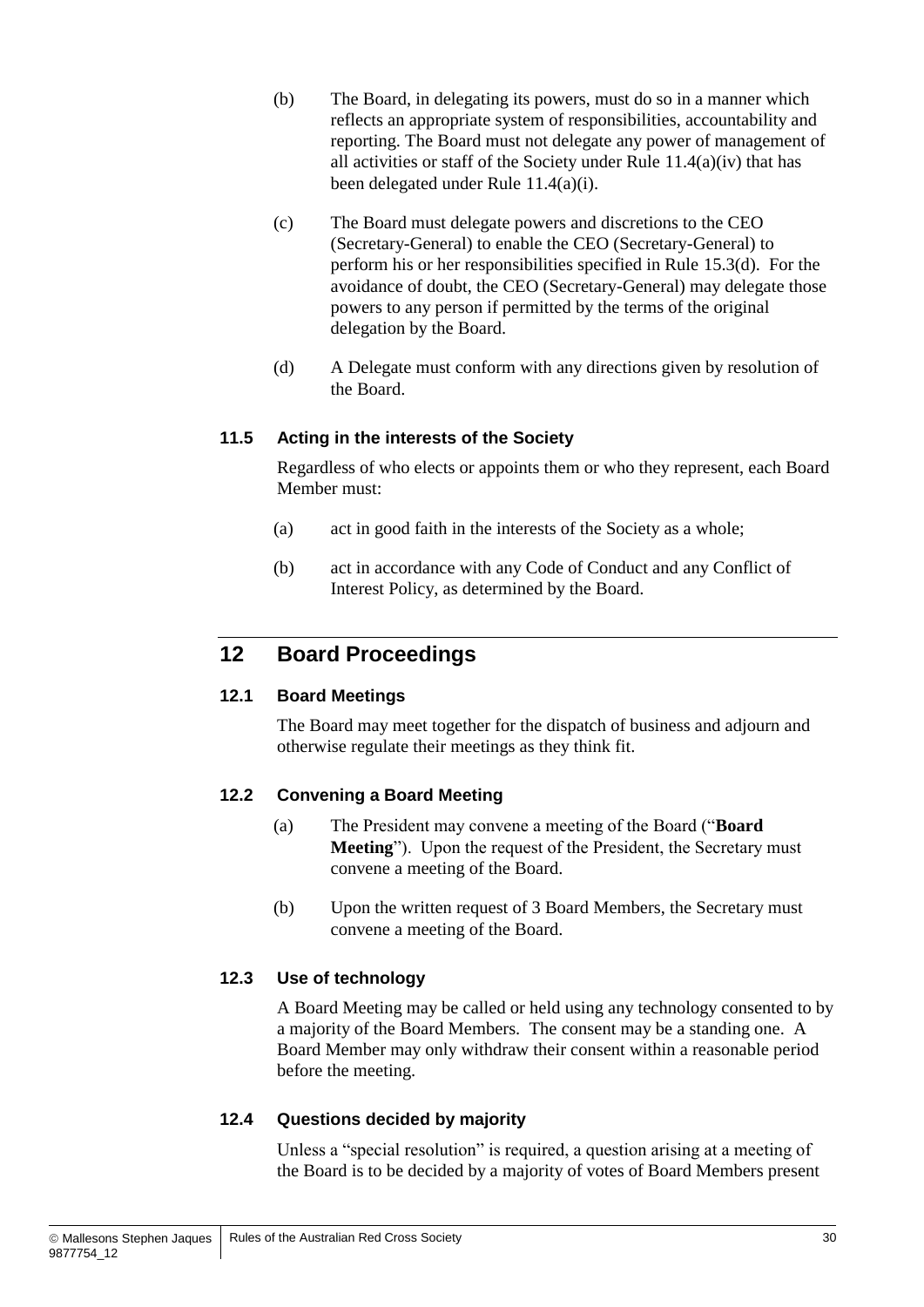(b) The Board, in delegating its powers, must do so in a manner which reflects an appropriate system of responsibilities, accountability and reporting. The Board must not delegate any power of management of all activities or staff of the Society under Rule 11.4(a)(iv) that has been delegated under Rule 11.4(a)(i).

(c) The Board must delegate powers and discretions to the CEO (Secretary-General) to enable the CEO (Secretary-General) to perform his or her responsibilities specified in Rule 15.3(d). For the avoidance of doubt, the CEO (Secretary-General) may delegate those powers to any person if permitted by the terms of the original delegation by the Board.

(d) A Delegate must conform with any directions given by resolution of the Board.

### 11.5 Acting in the interests of the Society

Regardless of who elects or appoints them or who they represent, each Board Member must:

(a) act in good faith in the interests of the Society as a whole;

(b) act in accordance with any Code of Conduct and any Conflict of Interest Policy, as determined by the Board.

## 12 Board Proceedings

### 12.1 Board Meetings

The Board may meet together for the dispatch of business and adjourn and otherwise regulate their meetings as they think fit.

### 12.2 Convening a Board Meeting

(a) The President may convene a meeting of the Board ("**Board Meeting**"). Upon the request of the President, the Secretary must convene a meeting of the Board.

(b) Upon the written request of 3 Board Members, the Secretary must convene a meeting of the Board.

### 12.3 Use of technology

A Board Meeting may be called or held using any technology consented to by a majority of the Board Members. The consent may be a standing one. A Board Member may only withdraw their consent within a reasonable period before the meeting.

### 12.4 Questions decided by majority

Unless a "special resolution" is required, a question arising at a meeting of the Board is to be decided by a majority of votes of Board Members present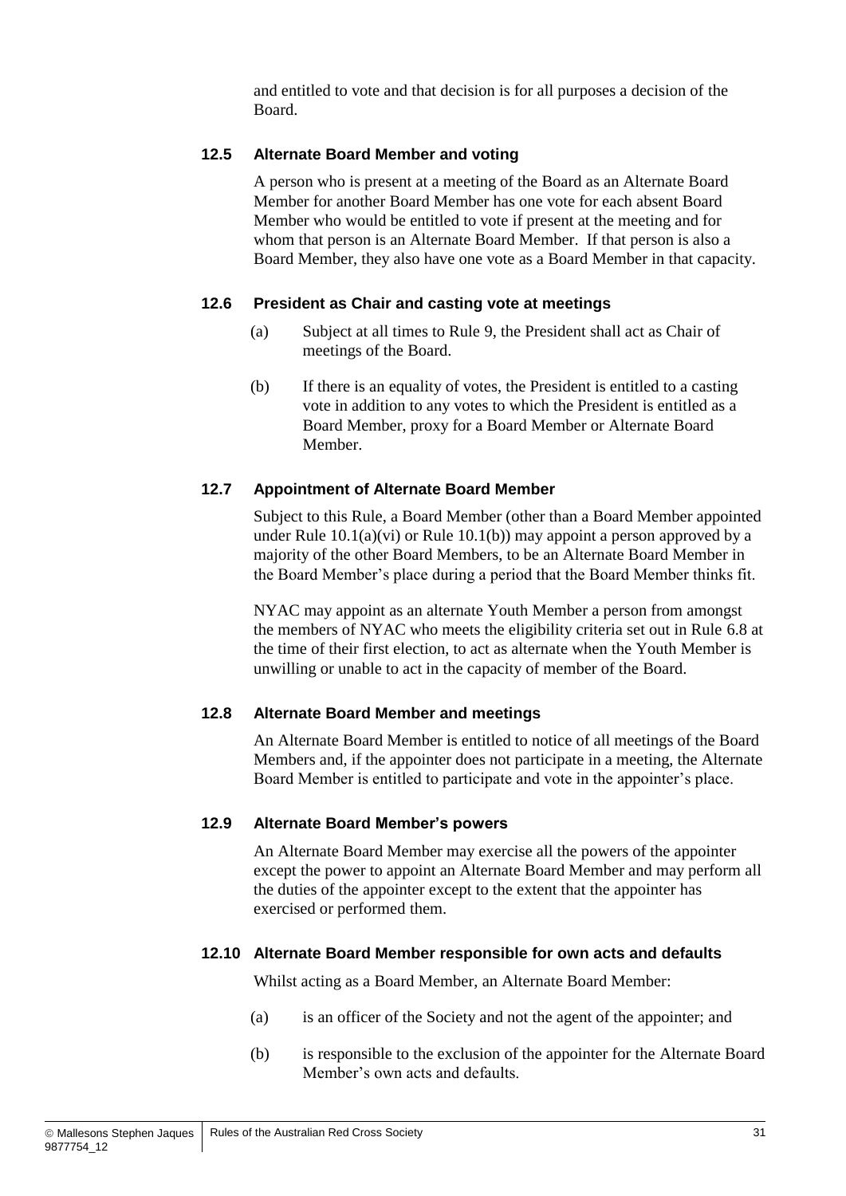and entitled to vote and that decision is for all purposes a decision of the Board.

### 12.5 Alternate Board Member and voting

A person who is present at a meeting of the Board as an Alternate Board Member for another Board Member has one vote for each absent Board Member who would be entitled to vote if present at the meeting and for whom that person is an Alternate Board Member. If that person is also a Board Member, they also have one vote as a Board Member in that capacity.

### 12.6 President as Chair and casting vote at meetings

(a) Subject at all times to Rule 9, the President shall act as Chair of meetings of the Board.

(b) If there is an equality of votes, the President is entitled to a casting vote in addition to any votes to which the President is entitled as a Board Member, proxy for a Board Member or Alternate Board Member.

### 12.7 Appointment of Alternate Board Member

Subject to this Rule, a Board Member (other than a Board Member appointed under Rule 10.1(a)(vi) or Rule 10.1(b)) may appoint a person approved by a majority of the other Board Members, to be an Alternate Board Member in the Board Member's place during a period that the Board Member thinks fit.

NYAC may appoint as an alternate Youth Member a person from amongst the members of NYAC who meets the eligibility criteria set out in Rule 6.8 at the time of their first election, to act as alternate when the Youth Member is unwilling or unable to act in the capacity of member of the Board.

### 12.8 Alternate Board Member and meetings

An Alternate Board Member is entitled to notice of all meetings of the Board Members and, if the appointer does not participate in a meeting, the Alternate Board Member is entitled to participate and vote in the appointer's place.

### 12.9 Alternate Board Member's powers

An Alternate Board Member may exercise all the powers of the appointer except the power to appoint an Alternate Board Member and may perform all the duties of the appointer except to the extent that the appointer has exercised or performed them.

### 12.10 Alternate Board Member responsible for own acts and defaults

Whilst acting as a Board Member, an Alternate Board Member:

(a) is an officer of the Society and not the agent of the appointer; and

(b) is responsible to the exclusion of the appointer for the Alternate Board Member's own acts and defaults.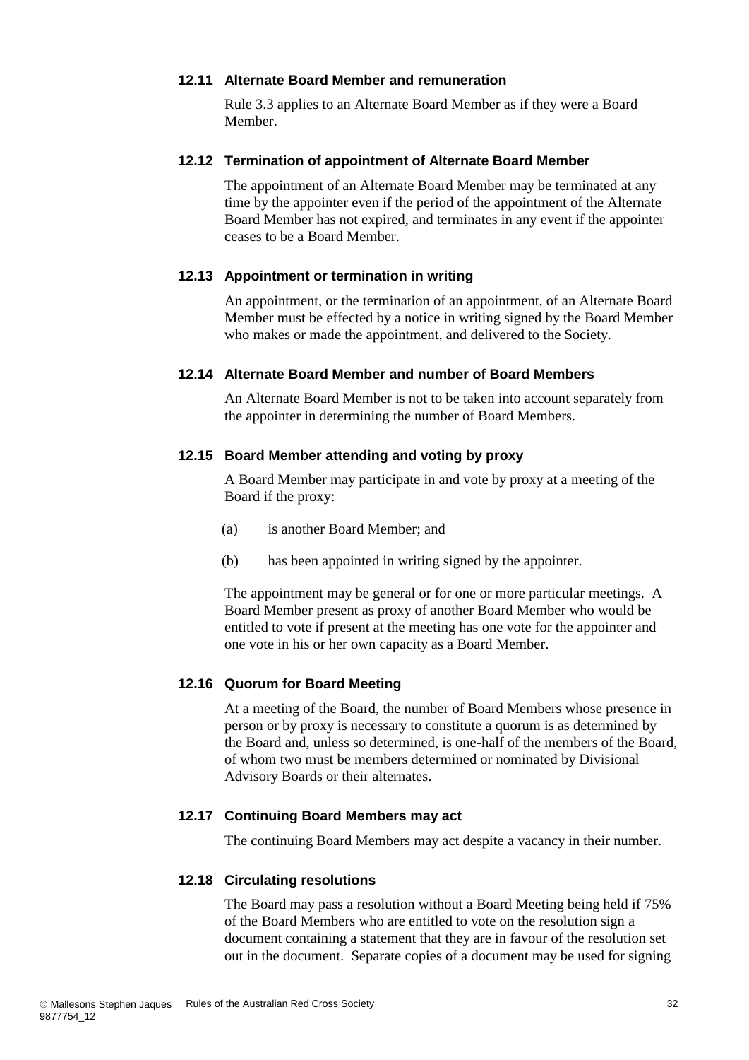### 12.11 Alternate Board Member and remuneration

Rule 3.3 applies to an Alternate Board Member as if they were a Board Member.

### 12.12 Termination of appointment of Alternate Board Member

The appointment of an Alternate Board Member may be terminated at any time by the appointer even if the period of the appointment of the Alternate Board Member has not expired, and terminates in any event if the appointer ceases to be a Board Member.

### 12.13 Appointment or termination in writing

An appointment, or the termination of an appointment, of an Alternate Board Member must be effected by a notice in writing signed by the Board Member who makes or made the appointment, and delivered to the Society.

### 12.14 Alternate Board Member and number of Board Members

An Alternate Board Member is not to be taken into account separately from the appointer in determining the number of Board Members.

### 12.15 Board Member attending and voting by proxy

A Board Member may participate in and vote by proxy at a meeting of the Board if the proxy:

(a) is another Board Member; and

(b) has been appointed in writing signed by the appointer.

The appointment may be general or for one or more particular meetings. A Board Member present as proxy of another Board Member who would be entitled to vote if present at the meeting has one vote for the appointer and one vote in his or her own capacity as a Board Member.

### 12.16 Quorum for Board Meeting

At a meeting of the Board, the number of Board Members whose presence in person or by proxy is necessary to constitute a quorum is as determined by the Board and, unless so determined, is one-half of the members of the Board, of whom two must be members determined or nominated by Divisional Advisory Boards or their alternates.

### 12.17 Continuing Board Members may act

The continuing Board Members may act despite a vacancy in their number.

### 12.18 Circulating resolutions

The Board may pass a resolution without a Board Meeting being held if 75% of the Board Members who are entitled to vote on the resolution sign a document containing a statement that they are in favour of the resolution set out in the document. Separate copies of a document may be used for signing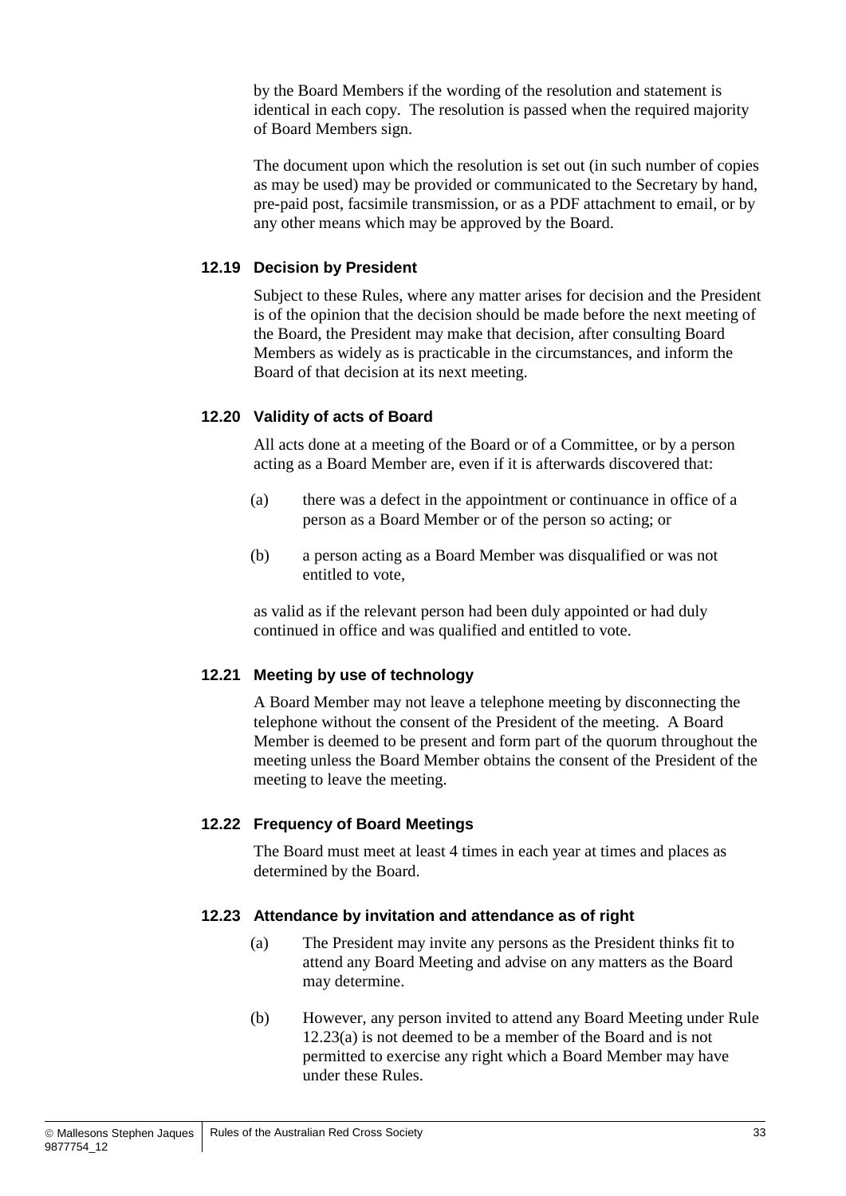by the Board Members if the wording of the resolution and statement is identical in each copy. The resolution is passed when the required majority of Board Members sign.

The document upon which the resolution is set out (in such number of copies as may be used) may be provided or communicated to the Secretary by hand, pre-paid post, facsimile transmission, or as a PDF attachment to email, or by any other means which may be approved by the Board.

### 12.19 Decision by President

Subject to these Rules, where any matter arises for decision and the President is of the opinion that the decision should be made before the next meeting of the Board, the President may make that decision, after consulting Board Members as widely as is practicable in the circumstances, and inform the Board of that decision at its next meeting.

### 12.20 Validity of acts of Board

All acts done at a meeting of the Board or of a Committee, or by a person acting as a Board Member are, even if it is afterwards discovered that:

(a) there was a defect in the appointment or continuance in office of a person as a Board Member or of the person so acting; or

(b) a person acting as a Board Member was disqualified or was not entitled to vote,

as valid as if the relevant person had been duly appointed or had duly continued in office and was qualified and entitled to vote.

### 12.21 Meeting by use of technology

A Board Member may not leave a telephone meeting by disconnecting the telephone without the consent of the President of the meeting. A Board Member is deemed to be present and form part of the quorum throughout the meeting unless the Board Member obtains the consent of the President of the meeting to leave the meeting.

### 12.22 Frequency of Board Meetings

The Board must meet at least 4 times in each year at times and places as determined by the Board.

### 12.23 Attendance by invitation and attendance as of right

(a) The President may invite any persons as the President thinks fit to attend any Board Meeting and advise on any matters as the Board may determine.

(b) However, any person invited to attend any Board Meeting under Rule 12.23(a) is not deemed to be a member of the Board and is not permitted to exercise any right which a Board Member may have under these Rules.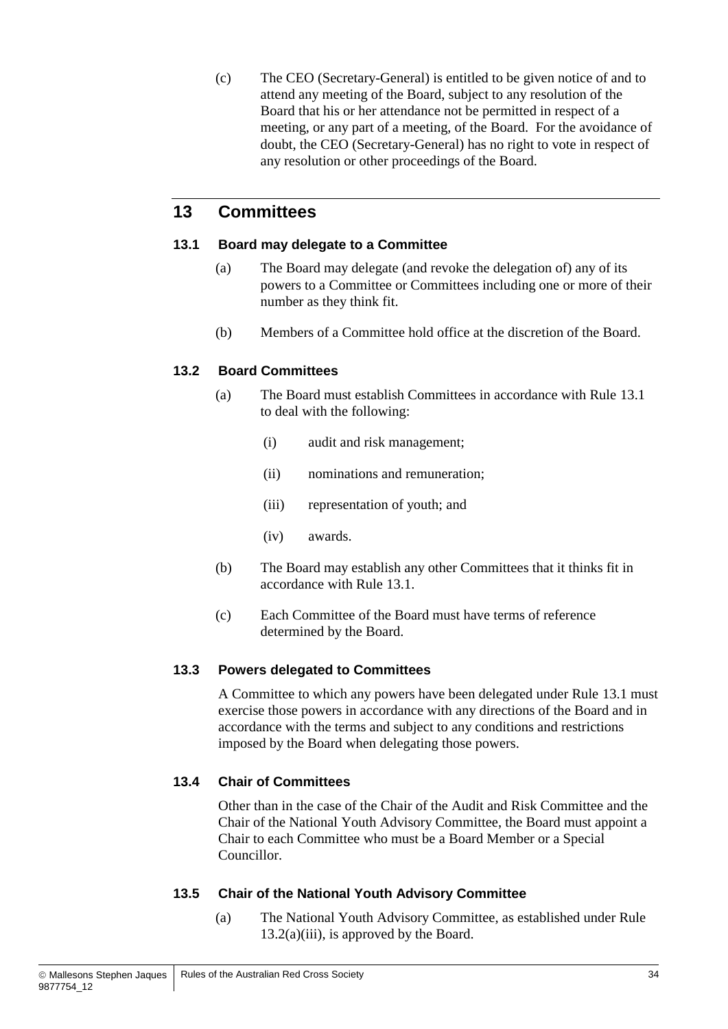(c) The CEO (Secretary-General) is entitled to be given notice of and to attend any meeting of the Board, subject to any resolution of the Board that his or her attendance not be permitted in respect of a meeting, or any part of a meeting, of the Board. For the avoidance of doubt, the CEO (Secretary-General) has no right to vote in respect of any resolution or other proceedings of the Board.

## 13 Committees

### 13.1 Board may delegate to a Committee

(a) The Board may delegate (and revoke the delegation of) any of its powers to a Committee or Committees including one or more of their number as they think fit.

(b) Members of a Committee hold office at the discretion of the Board.

### 13.2 Board Committees

(a) The Board must establish Committees in accordance with Rule 13.1 to deal with the following:

(i) audit and risk management;

(ii) nominations and remuneration;

(iii) representation of youth; and

(iv) awards.

(b) The Board may establish any other Committees that it thinks fit in accordance with Rule 13.1.

(c) Each Committee of the Board must have terms of reference determined by the Board.

### 13.3 Powers delegated to Committees

A Committee to which any powers have been delegated under Rule 13.1 must exercise those powers in accordance with any directions of the Board and in accordance with the terms and subject to any conditions and restrictions imposed by the Board when delegating those powers.

### 13.4 Chair of Committees

Other than in the case of the Chair of the Audit and Risk Committee and the Chair of the National Youth Advisory Committee, the Board must appoint a Chair to each Committee who must be a Board Member or a Special Councillor.

### 13.5 Chair of the National Youth Advisory Committee

(a) The National Youth Advisory Committee, as established under Rule 13.2(a)(iii), is approved by the Board.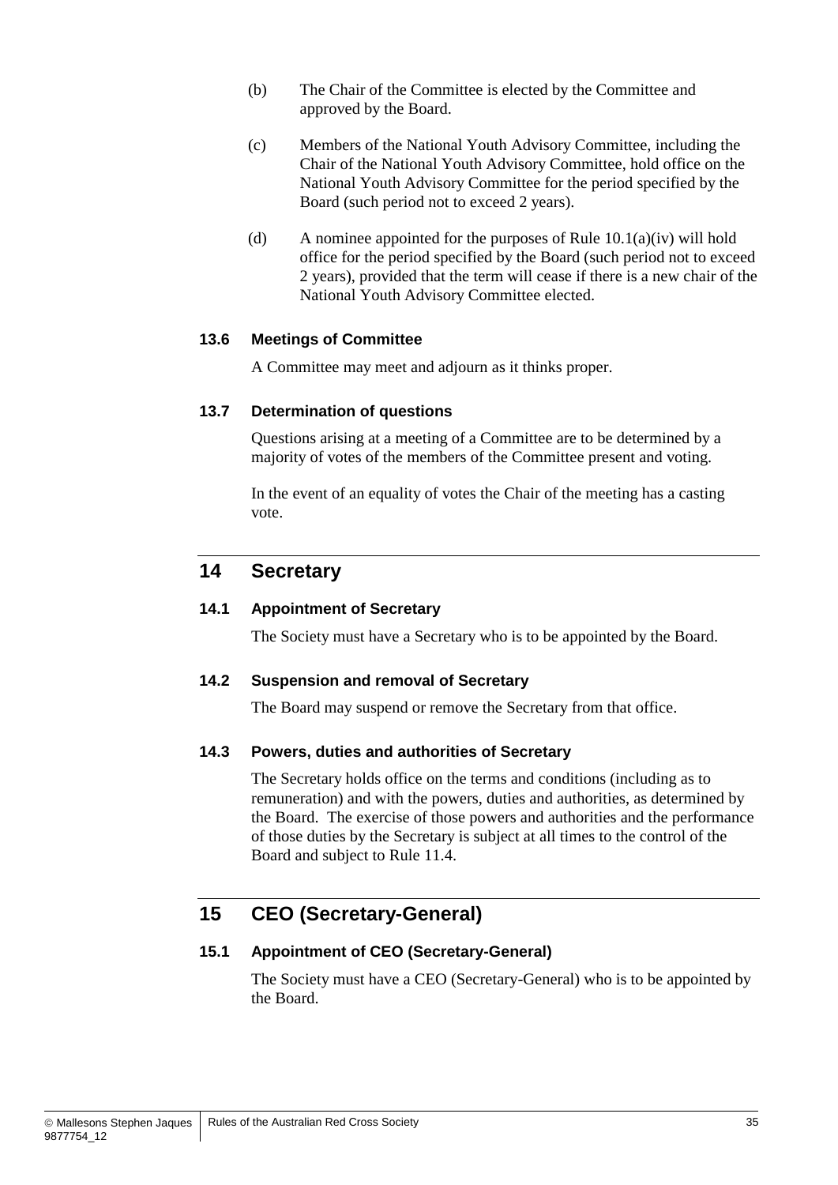(b) The Chair of the Committee is elected by the Committee and approved by the Board.

(c) Members of the National Youth Advisory Committee, including the Chair of the National Youth Advisory Committee, hold office on the National Youth Advisory Committee for the period specified by the Board (such period not to exceed 2 years).

(d) A nominee appointed for the purposes of Rule 10.1(a)(iv) will hold office for the period specified by the Board (such period not to exceed 2 years), provided that the term will cease if there is a new chair of the National Youth Advisory Committee elected.

### 13.6 Meetings of Committee

A Committee may meet and adjourn as it thinks proper.

### 13.7 Determination of questions

Questions arising at a meeting of a Committee are to be determined by a majority of votes of the members of the Committee present and voting.

In the event of an equality of votes the Chair of the meeting has a casting vote.

## 14 Secretary

### 14.1 Appointment of Secretary

The Society must have a Secretary who is to be appointed by the Board.

### 14.2 Suspension and removal of Secretary

The Board may suspend or remove the Secretary from that office.

### 14.3 Powers, duties and authorities of Secretary

The Secretary holds office on the terms and conditions (including as to remuneration) and with the powers, duties and authorities, as determined by the Board. The exercise of those powers and authorities and the performance of those duties by the Secretary is subject at all times to the control of the Board and subject to Rule 11.4.

## 15 CEO (Secretary-General)

### 15.1 Appointment of CEO (Secretary-General)

The Society must have a CEO (Secretary-General) who is to be appointed by the Board.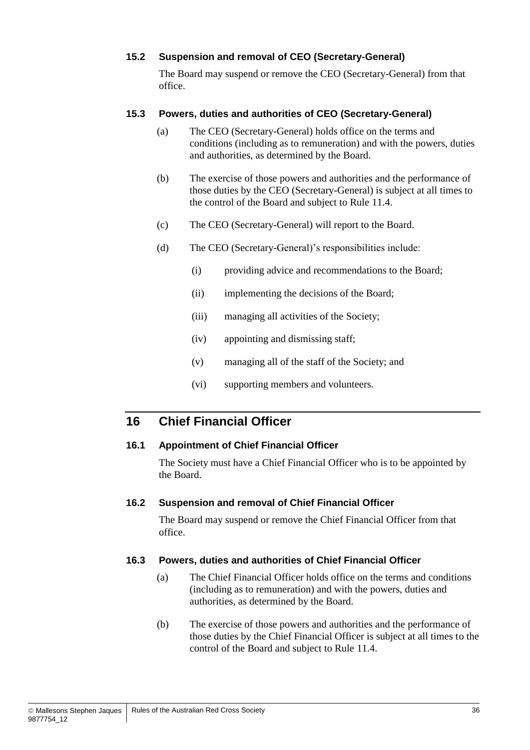### 15.2 Suspension and removal of CEO (Secretary-General)

The Board may suspend or remove the CEO (Secretary-General) from that office.

### 15.3 Powers, duties and authorities of CEO (Secretary-General)

(a) The CEO (Secretary-General) holds office on the terms and conditions (including as to remuneration) and with the powers, duties and authorities, as determined by the Board.

(b) The exercise of those powers and authorities and the performance of those duties by the CEO (Secretary-General) is subject at all times to the control of the Board and subject to Rule 11.4.

(c) The CEO (Secretary-General) will report to the Board.

(d) The CEO (Secretary-General)'s responsibilities include:

   (i) providing advice and recommendations to the Board;

   (ii) implementing the decisions of the Board;

   (iii) managing all activities of the Society;

   (iv) appointing and dismissing staff;

   (v) managing all of the staff of the Society; and

   (vi) supporting members and volunteers.

## 16 Chief Financial Officer

### 16.1 Appointment of Chief Financial Officer

The Society must have a Chief Financial Officer who is to be appointed by the Board.

### 16.2 Suspension and removal of Chief Financial Officer

The Board may suspend or remove the Chief Financial Officer from that office.

### 16.3 Powers, duties and authorities of Chief Financial Officer

(a) The Chief Financial Officer holds office on the terms and conditions (including as to remuneration) and with the powers, duties and authorities, as determined by the Board.

(b) The exercise of those powers and authorities and the performance of those duties by the Chief Financial Officer is subject at all times to the control of the Board and subject to Rule 11.4.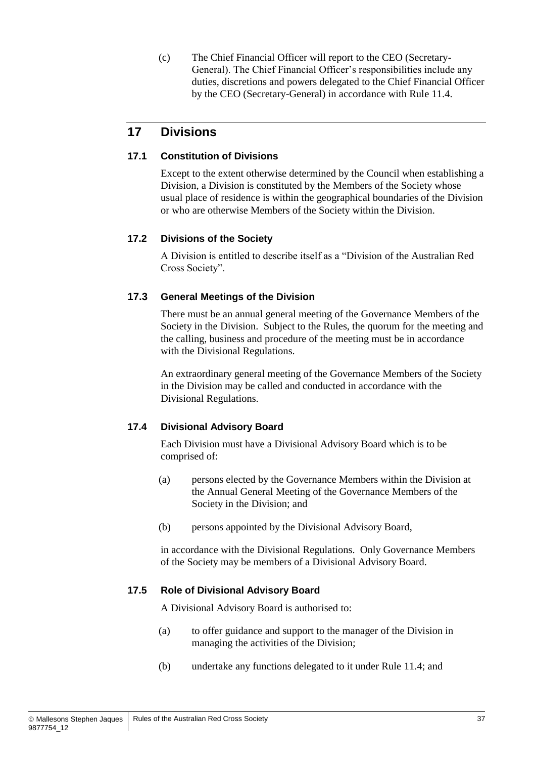(c) The Chief Financial Officer will report to the CEO (Secretary-General). The Chief Financial Officer's responsibilities include any duties, discretions and powers delegated to the Chief Financial Officer by the CEO (Secretary-General) in accordance with Rule 11.4.

## 17 Divisions

### 17.1 Constitution of Divisions

Except to the extent otherwise determined by the Council when establishing a Division, a Division is constituted by the Members of the Society whose usual place of residence is within the geographical boundaries of the Division or who are otherwise Members of the Society within the Division.

### 17.2 Divisions of the Society

A Division is entitled to describe itself as a "Division of the Australian Red Cross Society".

### 17.3 General Meetings of the Division

There must be an annual general meeting of the Governance Members of the Society in the Division. Subject to the Rules, the quorum for the meeting and the calling, business and procedure of the meeting must be in accordance with the Divisional Regulations.

An extraordinary general meeting of the Governance Members of the Society in the Division may be called and conducted in accordance with the Divisional Regulations.

### 17.4 Divisional Advisory Board

Each Division must have a Divisional Advisory Board which is to be comprised of:

(a) persons elected by the Governance Members within the Division at the Annual General Meeting of the Governance Members of the Society in the Division; and

(b) persons appointed by the Divisional Advisory Board,

in accordance with the Divisional Regulations. Only Governance Members of the Society may be members of a Divisional Advisory Board.

### 17.5 Role of Divisional Advisory Board

A Divisional Advisory Board is authorised to:

(a) to offer guidance and support to the manager of the Division in managing the activities of the Division;

(b) undertake any functions delegated to it under Rule 11.4; and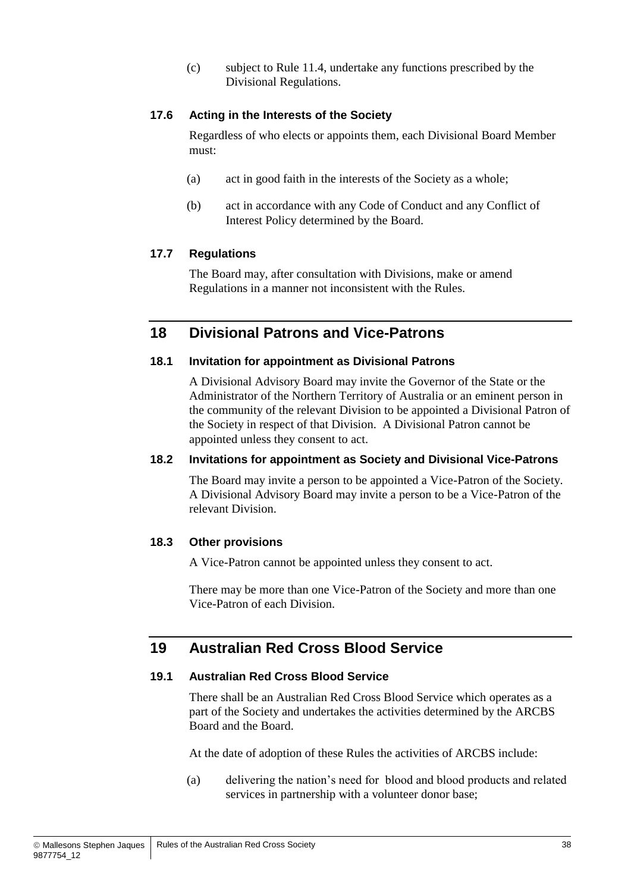(c) subject to Rule 11.4, undertake any functions prescribed by the Divisional Regulations.

### 17.6 Acting in the Interests of the Society

Regardless of who elects or appoints them, each Divisional Board Member must:

(a) act in good faith in the interests of the Society as a whole;

(b) act in accordance with any Code of Conduct and any Conflict of Interest Policy determined by the Board.

### 17.7 Regulations

The Board may, after consultation with Divisions, make or amend Regulations in a manner not inconsistent with the Rules.

## 18 Divisional Patrons and Vice-Patrons

### 18.1 Invitation for appointment as Divisional Patrons

A Divisional Advisory Board may invite the Governor of the State or the Administrator of the Northern Territory of Australia or an eminent person in the community of the relevant Division to be appointed a Divisional Patron of the Society in respect of that Division. A Divisional Patron cannot be appointed unless they consent to act.

### 18.2 Invitations for appointment as Society and Divisional Vice-Patrons

The Board may invite a person to be appointed a Vice-Patron of the Society. A Divisional Advisory Board may invite a person to be a Vice-Patron of the relevant Division.

### 18.3 Other provisions

A Vice-Patron cannot be appointed unless they consent to act.

There may be more than one Vice-Patron of the Society and more than one Vice-Patron of each Division.

## 19 Australian Red Cross Blood Service

### 19.1 Australian Red Cross Blood Service

There shall be an Australian Red Cross Blood Service which operates as a part of the Society and undertakes the activities determined by the ARCBS Board and the Board.

At the date of adoption of these Rules the activities of ARCBS include:

(a) delivering the nation's need for blood and blood products and related services in partnership with a volunteer donor base;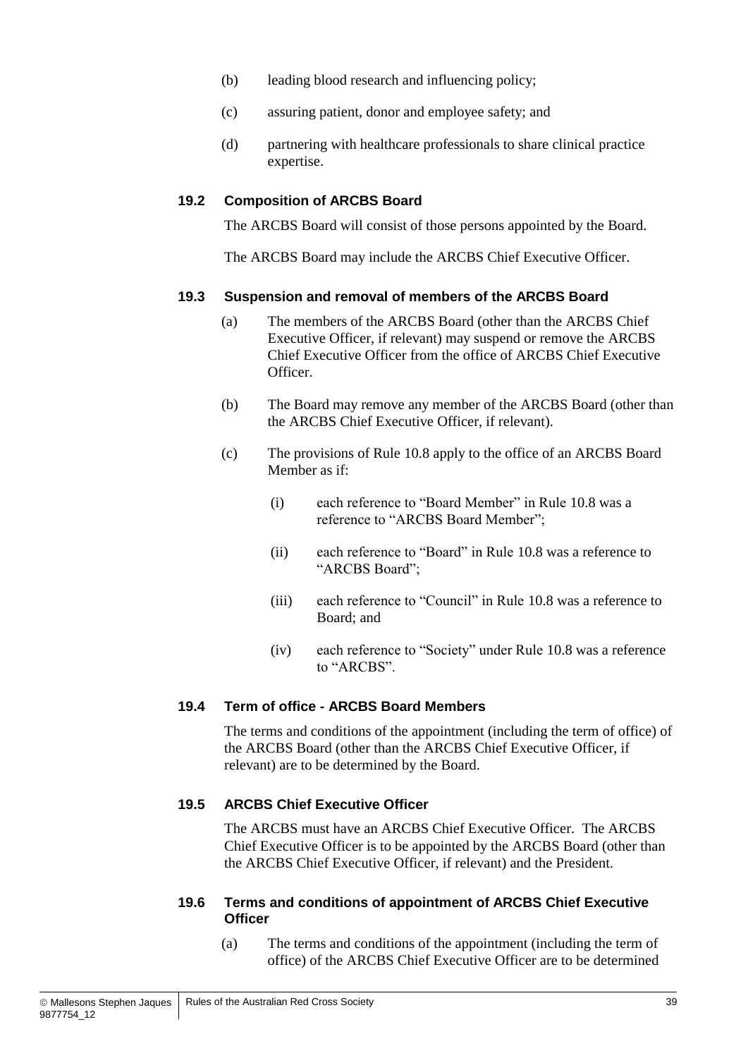(b) leading blood research and influencing policy;

(c) assuring patient, donor and employee safety; and

(d) partnering with healthcare professionals to share clinical practice expertise.

### 19.2 Composition of ARCBS Board

The ARCBS Board will consist of those persons appointed by the Board.

The ARCBS Board may include the ARCBS Chief Executive Officer.

### 19.3 Suspension and removal of members of the ARCBS Board

(a) The members of the ARCBS Board (other than the ARCBS Chief Executive Officer, if relevant) may suspend or remove the ARCBS Chief Executive Officer from the office of ARCBS Chief Executive Officer.

(b) The Board may remove any member of the ARCBS Board (other than the ARCBS Chief Executive Officer, if relevant).

(c) The provisions of Rule 10.8 apply to the office of an ARCBS Board Member as if:

(i) each reference to "Board Member" in Rule 10.8 was a reference to "ARCBS Board Member";

(ii) each reference to "Board" in Rule 10.8 was a reference to "ARCBS Board";

(iii) each reference to "Council" in Rule 10.8 was a reference to Board; and

(iv) each reference to "Society" under Rule 10.8 was a reference to "ARCBS".

### 19.4 Term of office - ARCBS Board Members

The terms and conditions of the appointment (including the term of office) of the ARCBS Board (other than the ARCBS Chief Executive Officer, if relevant) are to be determined by the Board.

### 19.5 ARCBS Chief Executive Officer

The ARCBS must have an ARCBS Chief Executive Officer. The ARCBS Chief Executive Officer is to be appointed by the ARCBS Board (other than the ARCBS Chief Executive Officer, if relevant) and the President.

### 19.6 Terms and conditions of appointment of ARCBS Chief Executive Officer

(a) The terms and conditions of the appointment (including the term of office) of the ARCBS Chief Executive Officer are to be determined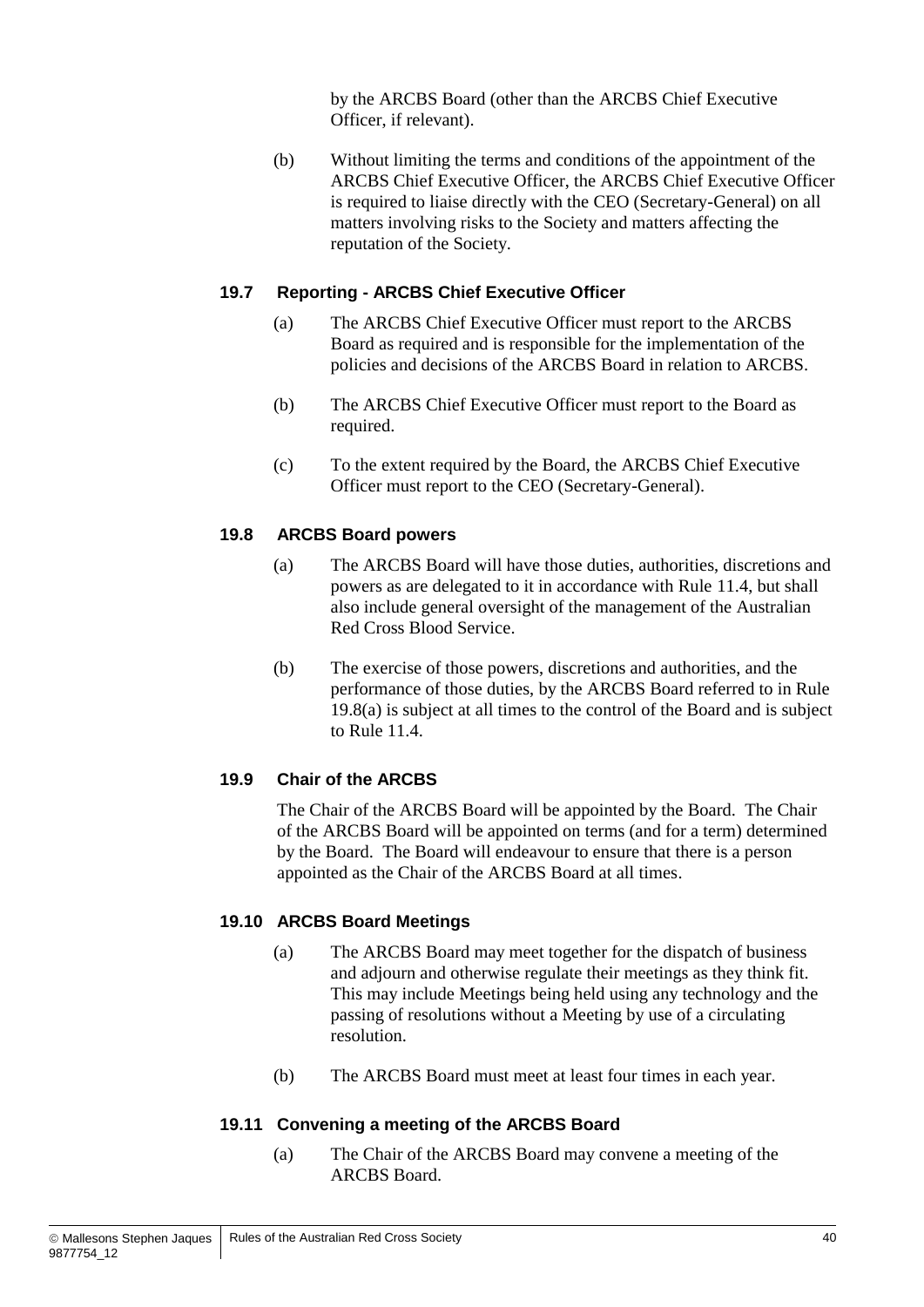by the ARCBS Board (other than the ARCBS Chief Executive Officer, if relevant).

(b) Without limiting the terms and conditions of the appointment of the ARCBS Chief Executive Officer, the ARCBS Chief Executive Officer is required to liaise directly with the CEO (Secretary-General) on all matters involving risks to the Society and matters affecting the reputation of the Society.

### 19.7 Reporting - ARCBS Chief Executive Officer

(a) The ARCBS Chief Executive Officer must report to the ARCBS Board as required and is responsible for the implementation of the policies and decisions of the ARCBS Board in relation to ARCBS.

(b) The ARCBS Chief Executive Officer must report to the Board as required.

(c) To the extent required by the Board, the ARCBS Chief Executive Officer must report to the CEO (Secretary-General).

### 19.8 ARCBS Board powers

(a) The ARCBS Board will have those duties, authorities, discretions and powers as are delegated to it in accordance with Rule 11.4, but shall also include general oversight of the management of the Australian Red Cross Blood Service.

(b) The exercise of those powers, discretions and authorities, and the performance of those duties, by the ARCBS Board referred to in Rule 19.8(a) is subject at all times to the control of the Board and is subject to Rule 11.4.

### 19.9 Chair of the ARCBS

The Chair of the ARCBS Board will be appointed by the Board. The Chair of the ARCBS Board will be appointed on terms (and for a term) determined by the Board. The Board will endeavour to ensure that there is a person appointed as the Chair of the ARCBS Board at all times.

### 19.10 ARCBS Board Meetings

(a) The ARCBS Board may meet together for the dispatch of business and adjourn and otherwise regulate their meetings as they think fit. This may include Meetings being held using any technology and the passing of resolutions without a Meeting by use of a circulating resolution.

(b) The ARCBS Board must meet at least four times in each year.

### 19.11 Convening a meeting of the ARCBS Board

(a) The Chair of the ARCBS Board may convene a meeting of the ARCBS Board.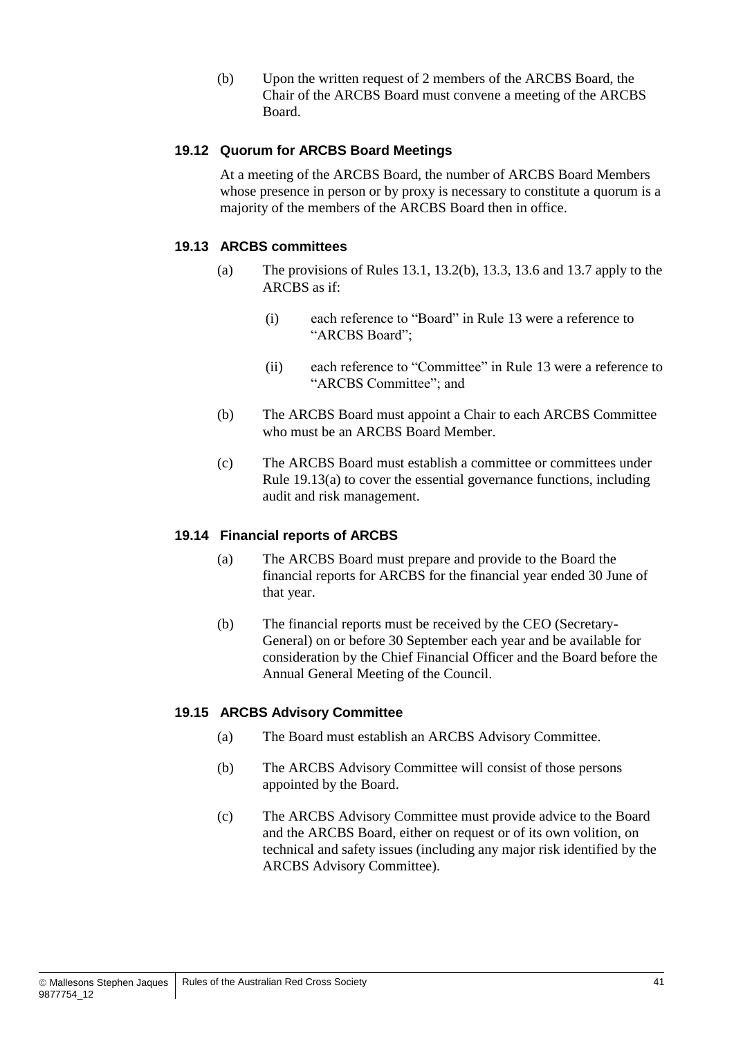(b) Upon the written request of 2 members of the ARCBS Board, the Chair of the ARCBS Board must convene a meeting of the ARCBS Board.

### 19.12 Quorum for ARCBS Board Meetings

At a meeting of the ARCBS Board, the number of ARCBS Board Members whose presence in person or by proxy is necessary to constitute a quorum is a majority of the members of the ARCBS Board then in office.

### 19.13 ARCBS committees

(a) The provisions of Rules 13.1, 13.2(b), 13.3, 13.6 and 13.7 apply to the ARCBS as if:

(i) each reference to "Board" in Rule 13 were a reference to "ARCBS Board";

(ii) each reference to "Committee" in Rule 13 were a reference to "ARCBS Committee"; and

(b) The ARCBS Board must appoint a Chair to each ARCBS Committee who must be an ARCBS Board Member.

(c) The ARCBS Board must establish a committee or committees under Rule 19.13(a) to cover the essential governance functions, including audit and risk management.

### 19.14 Financial reports of ARCBS

(a) The ARCBS Board must prepare and provide to the Board the financial reports for ARCBS for the financial year ended 30 June of that year.

(b) The financial reports must be received by the CEO (Secretary-General) on or before 30 September each year and be available for consideration by the Chief Financial Officer and the Board before the Annual General Meeting of the Council.

### 19.15 ARCBS Advisory Committee

(a) The Board must establish an ARCBS Advisory Committee.

(b) The ARCBS Advisory Committee will consist of those persons appointed by the Board.

(c) The ARCBS Advisory Committee must provide advice to the Board and the ARCBS Board, either on request or of its own volition, on technical and safety issues (including any major risk identified by the ARCBS Advisory Committee).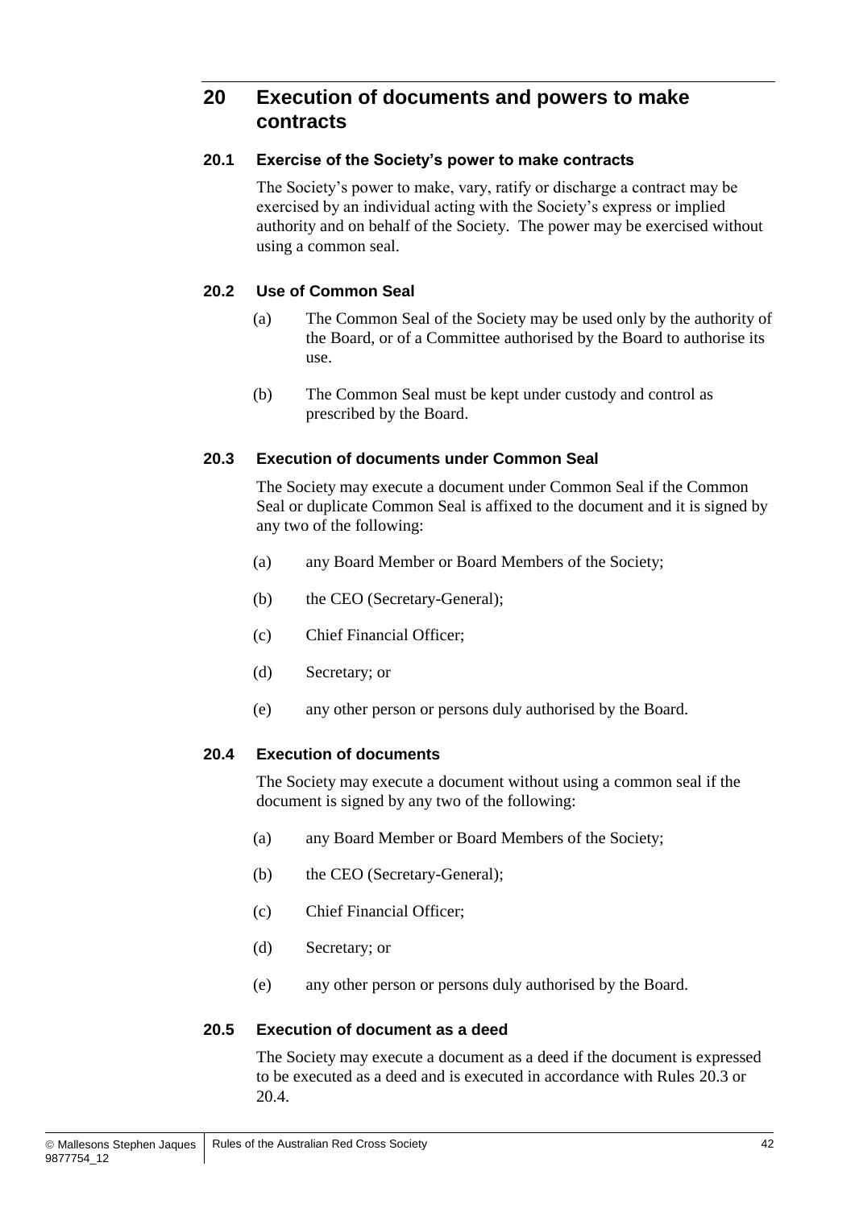# 20 Execution of documents and powers to make contracts

## 20.1 Exercise of the Society's power to make contracts

The Society's power to make, vary, ratify or discharge a contract may be exercised by an individual acting with the Society's express or implied authority and on behalf of the Society. The power may be exercised without using a common seal.

## 20.2 Use of Common Seal

(a) The Common Seal of the Society may be used only by the authority of the Board, or of a Committee authorised by the Board to authorise its use.

(b) The Common Seal must be kept under custody and control as prescribed by the Board.

## 20.3 Execution of documents under Common Seal

The Society may execute a document under Common Seal if the Common Seal or duplicate Common Seal is affixed to the document and it is signed by any two of the following:

(a) any Board Member or Board Members of the Society;

(b) the CEO (Secretary-General);

(c) Chief Financial Officer;

(d) Secretary; or

(e) any other person or persons duly authorised by the Board.

## 20.4 Execution of documents

The Society may execute a document without using a common seal if the document is signed by any two of the following:

(a) any Board Member or Board Members of the Society;

(b) the CEO (Secretary-General);

(c) Chief Financial Officer;

(d) Secretary; or

(e) any other person or persons duly authorised by the Board.

## 20.5 Execution of document as a deed

The Society may execute a document as a deed if the document is expressed to be executed as a deed and is executed in accordance with Rules 20.3 or 20.4.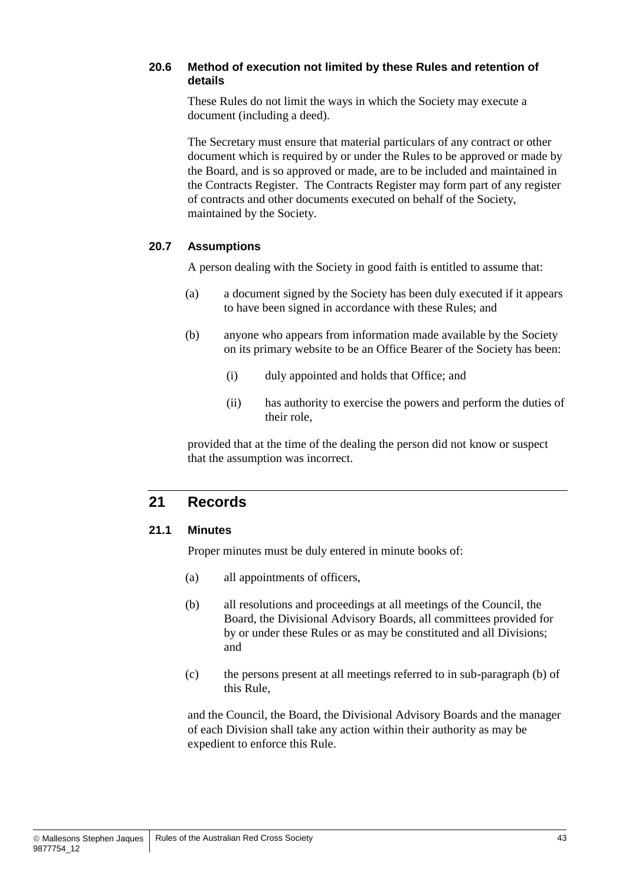### 20.6 Method of execution not limited by these Rules and retention of details

These Rules do not limit the ways in which the Society may execute a document (including a deed).

The Secretary must ensure that material particulars of any contract or other document which is required by or under the Rules to be approved or made by the Board, and is so approved or made, are to be included and maintained in the Contracts Register. The Contracts Register may form part of any register of contracts and other documents executed on behalf of the Society, maintained by the Society.

### 20.7 Assumptions

A person dealing with the Society in good faith is entitled to assume that:

(a) a document signed by the Society has been duly executed if it appears to have been signed in accordance with these Rules; and

(b) anyone who appears from information made available by the Society on its primary website to be an Office Bearer of the Society has been:

  (i) duly appointed and holds that Office; and

  (ii) has authority to exercise the powers and perform the duties of their role,

provided that at the time of the dealing the person did not know or suspect that the assumption was incorrect.

## 21 Records

### 21.1 Minutes

Proper minutes must be duly entered in minute books of:

(a) all appointments of officers,

(b) all resolutions and proceedings at all meetings of the Council, the Board, the Divisional Advisory Boards, all committees provided for by or under these Rules or as may be constituted and all Divisions; and

(c) the persons present at all meetings referred to in sub-paragraph (b) of this Rule,

and the Council, the Board, the Divisional Advisory Boards and the manager of each Division shall take any action within their authority as may be expedient to enforce this Rule.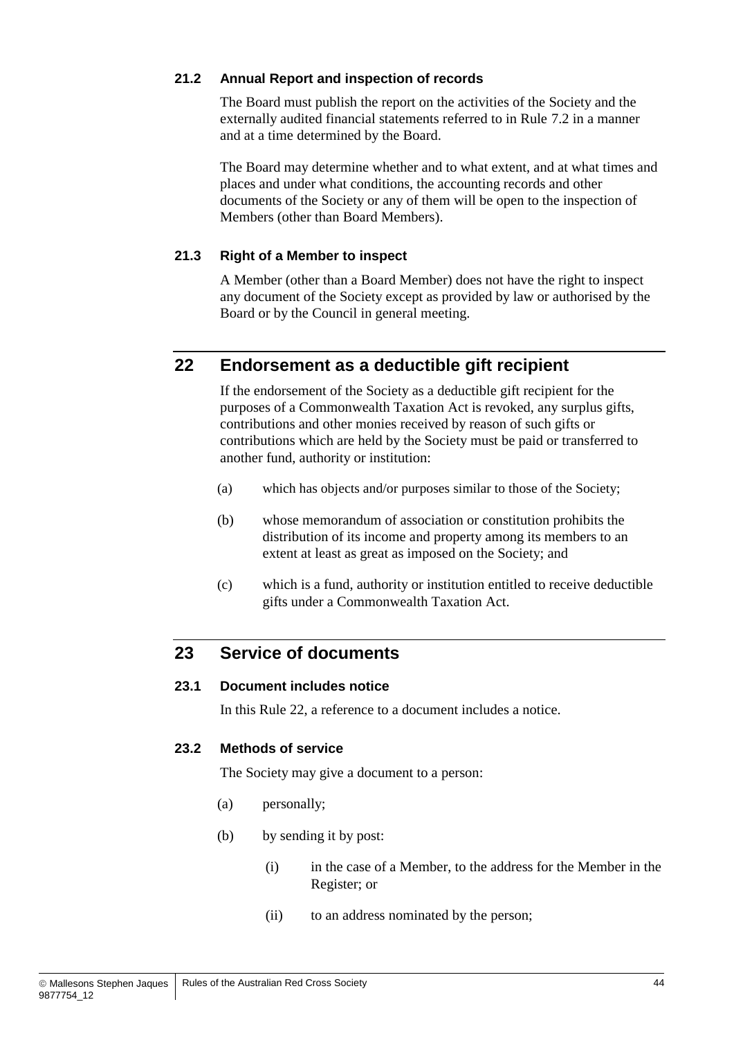### 21.2 Annual Report and inspection of records

The Board must publish the report on the activities of the Society and the externally audited financial statements referred to in Rule 7.2 in a manner and at a time determined by the Board.

The Board may determine whether and to what extent, and at what times and places and under what conditions, the accounting records and other documents of the Society or any of them will be open to the inspection of Members (other than Board Members).

### 21.3 Right of a Member to inspect

A Member (other than a Board Member) does not have the right to inspect any document of the Society except as provided by law or authorised by the Board or by the Council in general meeting.

## 22 Endorsement as a deductible gift recipient

If the endorsement of the Society as a deductible gift recipient for the purposes of a Commonwealth Taxation Act is revoked, any surplus gifts, contributions and other monies received by reason of such gifts or contributions which are held by the Society must be paid or transferred to another fund, authority or institution:

(a) which has objects and/or purposes similar to those of the Society;

(b) whose memorandum of association or constitution prohibits the distribution of its income and property among its members to an extent at least as great as imposed on the Society; and

(c) which is a fund, authority or institution entitled to receive deductible gifts under a Commonwealth Taxation Act.

## 23 Service of documents

### 23.1 Document includes notice

In this Rule 22, a reference to a document includes a notice.

### 23.2 Methods of service

The Society may give a document to a person:

(a) personally;

(b) by sending it by post:

(i) in the case of a Member, to the address for the Member in the Register; or

(ii) to an address nominated by the person;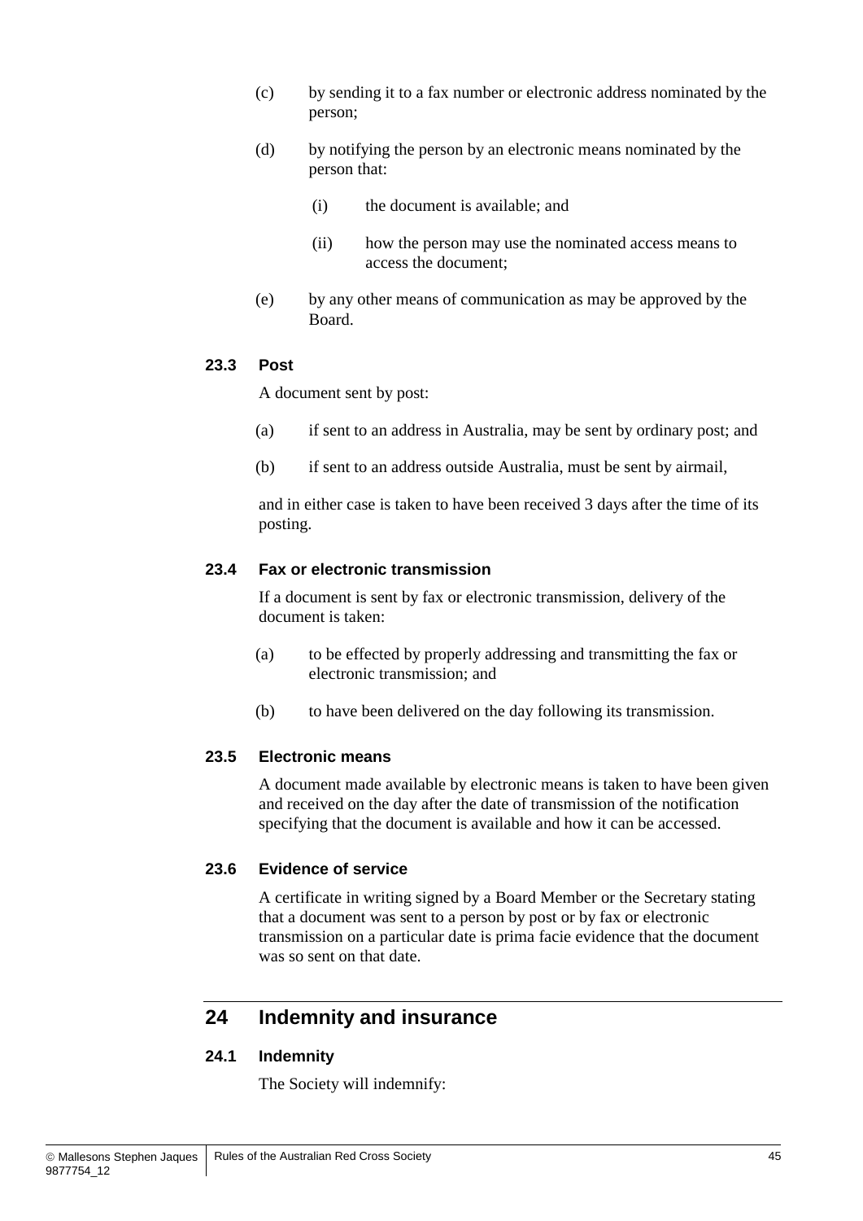(c) by sending it to a fax number or electronic address nominated by the person;

(d) by notifying the person by an electronic means nominated by the person that:

   (i) the document is available; and

   (ii) how the person may use the nominated access means to access the document;

(e) by any other means of communication as may be approved by the Board.

### 23.3 Post

A document sent by post:

(a) if sent to an address in Australia, may be sent by ordinary post; and

(b) if sent to an address outside Australia, must be sent by airmail,

and in either case is taken to have been received 3 days after the time of its posting.

### 23.4 Fax or electronic transmission

If a document is sent by fax or electronic transmission, delivery of the document is taken:

(a) to be effected by properly addressing and transmitting the fax or electronic transmission; and

(b) to have been delivered on the day following its transmission.

### 23.5 Electronic means

A document made available by electronic means is taken to have been given and received on the day after the date of transmission of the notification specifying that the document is available and how it can be accessed.

### 23.6 Evidence of service

A certificate in writing signed by a Board Member or the Secretary stating that a document was sent to a person by post or by fax or electronic transmission on a particular date is prima facie evidence that the document was so sent on that date.

## 24 Indemnity and insurance

### 24.1 Indemnity

The Society will indemnify: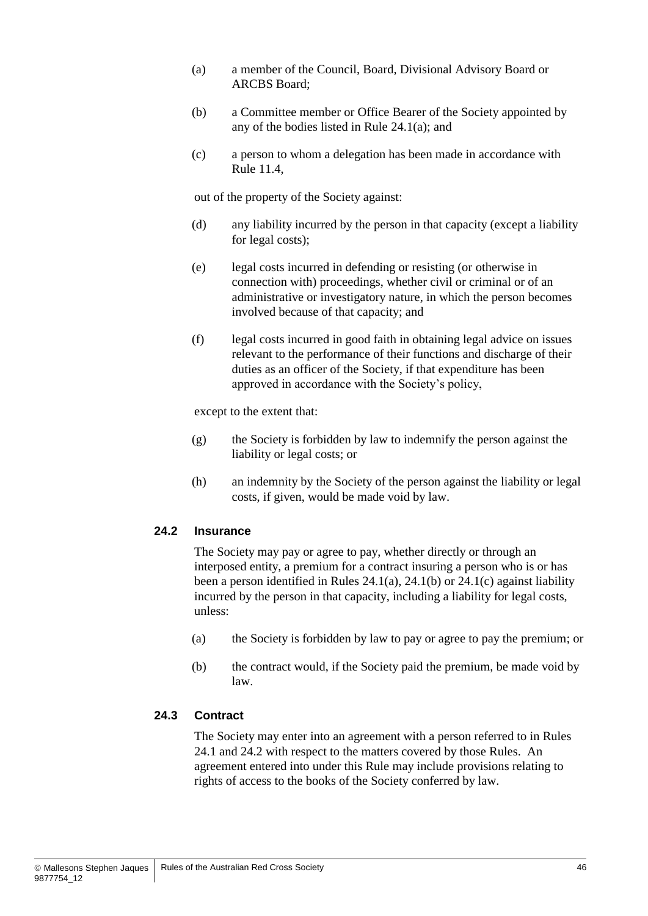(a) a member of the Council, Board, Divisional Advisory Board or ARCBS Board;

(b) a Committee member or Office Bearer of the Society appointed by any of the bodies listed in Rule 24.1(a); and

(c) a person to whom a delegation has been made in accordance with Rule 11.4,

out of the property of the Society against:

(d) any liability incurred by the person in that capacity (except a liability for legal costs);

(e) legal costs incurred in defending or resisting (or otherwise in connection with) proceedings, whether civil or criminal or of an administrative or investigatory nature, in which the person becomes involved because of that capacity; and

(f) legal costs incurred in good faith in obtaining legal advice on issues relevant to the performance of their functions and discharge of their duties as an officer of the Society, if that expenditure has been approved in accordance with the Society's policy,

except to the extent that:

(g) the Society is forbidden by law to indemnify the person against the liability or legal costs; or

(h) an indemnity by the Society of the person against the liability or legal costs, if given, would be made void by law.

### 24.2 Insurance

The Society may pay or agree to pay, whether directly or through an interposed entity, a premium for a contract insuring a person who is or has been a person identified in Rules 24.1(a), 24.1(b) or 24.1(c) against liability incurred by the person in that capacity, including a liability for legal costs, unless:

(a) the Society is forbidden by law to pay or agree to pay the premium; or

(b) the contract would, if the Society paid the premium, be made void by law.

### 24.3 Contract

The Society may enter into an agreement with a person referred to in Rules 24.1 and 24.2 with respect to the matters covered by those Rules. An agreement entered into under this Rule may include provisions relating to rights of access to the books of the Society conferred by law.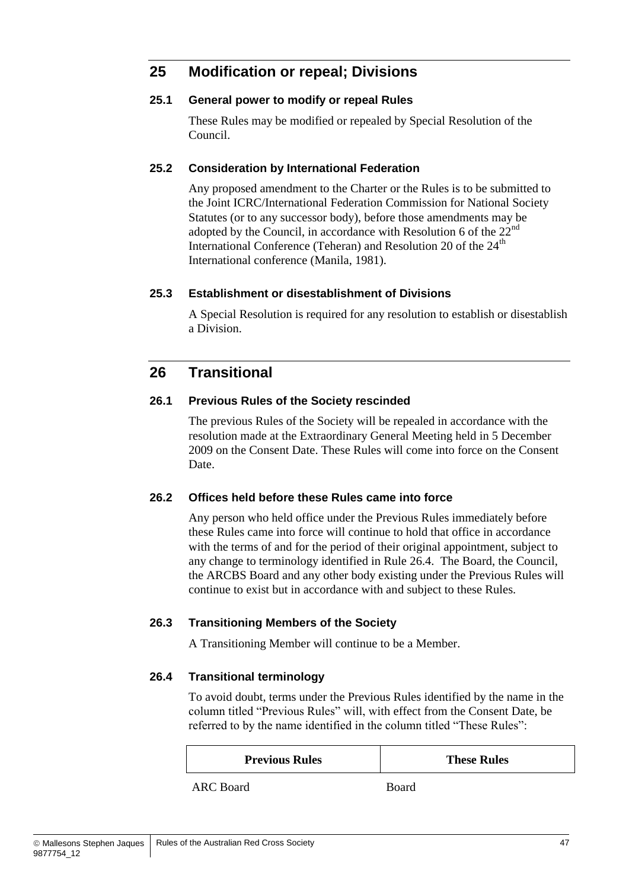## 25 Modification or repeal; Divisions

### 25.1 General power to modify or repeal Rules

These Rules may be modified or repealed by Special Resolution of the Council.

### 25.2 Consideration by International Federation

Any proposed amendment to the Charter or the Rules is to be submitted to the Joint ICRC/International Federation Commission for National Society Statutes (or to any successor body), before those amendments may be adopted by the Council, in accordance with Resolution 6 of the 22nd International Conference (Teheran) and Resolution 20 of the 24th International conference (Manila, 1981).

### 25.3 Establishment or disestablishment of Divisions

A Special Resolution is required for any resolution to establish or disestablish a Division.

## 26 Transitional

### 26.1 Previous Rules of the Society rescinded

The previous Rules of the Society will be repealed in accordance with the resolution made at the Extraordinary General Meeting held in 5 December 2009 on the Consent Date. These Rules will come into force on the Consent Date.

### 26.2 Offices held before these Rules came into force

Any person who held office under the Previous Rules immediately before these Rules came into force will continue to hold that office in accordance with the terms of and for the period of their original appointment, subject to any change to terminology identified in Rule 26.4. The Board, the Council, the ARCBS Board and any other body existing under the Previous Rules will continue to exist but in accordance with and subject to these Rules.

### 26.3 Transitioning Members of the Society

A Transitioning Member will continue to be a Member.

### 26.4 Transitional terminology

To avoid doubt, terms under the Previous Rules identified by the name in the column titled "Previous Rules" will, with effect from the Consent Date, be referred to by the name identified in the column titled "These Rules":

| Previous Rules | These Rules |
|---|---|
| ARC Board | Board |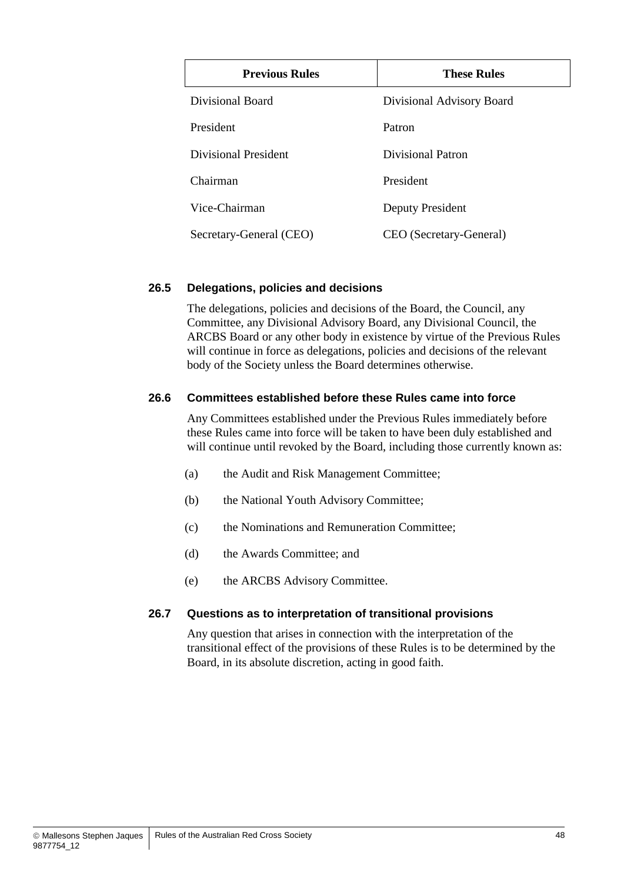| Previous Rules | These Rules |
|---|---|
| Divisional Board | Divisional Advisory Board |
| President | Patron |
| Divisional President | Divisional Patron |
| Chairman | President |
| Vice-Chairman | Deputy President |
| Secretary-General (CEO) | CEO (Secretary-General) |

### 26.5 Delegations, policies and decisions

The delegations, policies and decisions of the Board, the Council, any Committee, any Divisional Advisory Board, any Divisional Council, the ARCBS Board or any other body in existence by virtue of the Previous Rules will continue in force as delegations, policies and decisions of the relevant body of the Society unless the Board determines otherwise.

### 26.6 Committees established before these Rules came into force

Any Committees established under the Previous Rules immediately before these Rules came into force will be taken to have been duly established and will continue until revoked by the Board, including those currently known as:

(a) the Audit and Risk Management Committee;

(b) the National Youth Advisory Committee;

(c) the Nominations and Remuneration Committee;

(d) the Awards Committee; and

(e) the ARCBS Advisory Committee.

### 26.7 Questions as to interpretation of transitional provisions

Any question that arises in connection with the interpretation of the transitional effect of the provisions of these Rules is to be determined by the Board, in its absolute discretion, acting in good faith.